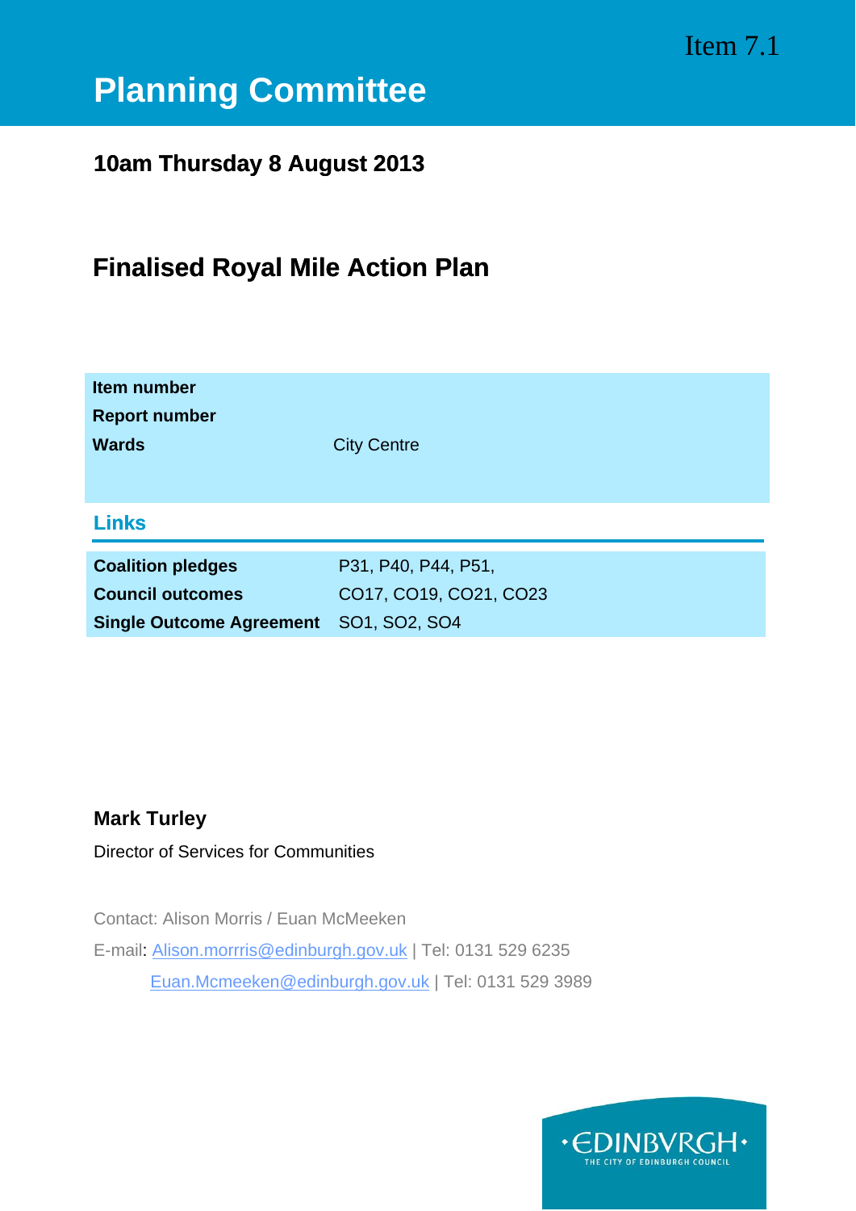Item 7.1

# Planning Committee

**10am Thursday 8 August 2013**

## Finalised Royal Mile Action Plan

| | |
|---|---|
| **Item number** | |
| **Report number** | |
| **Wards** | City Centre |

### Links

| | |
|---|---|
| **Coalition pledges** | P31, P40, P44, P51, |
| **Council outcomes** | CO17, CO19, CO21, CO23 |
| **Single Outcome Agreement** | SO1, SO2, SO4 |

**Mark Turley**

Director of Services for Communities

Contact: Alison Morris / Euan McMeeken

E-mail: Alison.morrris@edinburgh.gov.uk | Tel: 0131 529 6235

Euan.Mcmeeken@edinburgh.gov.uk | Tel: 0131 529 3989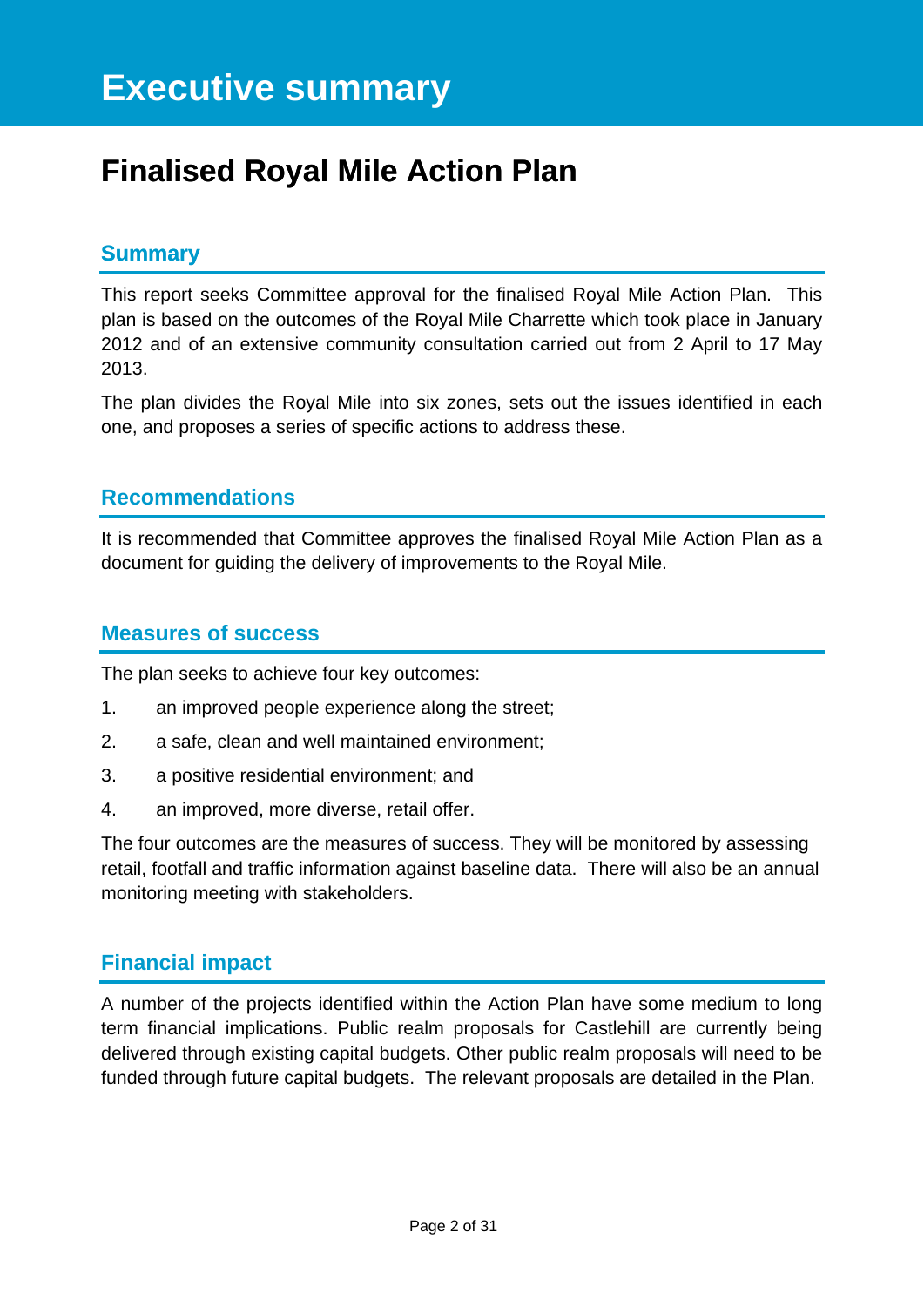# Executive summary

## Finalised Royal Mile Action Plan

### Summary

This report seeks Committee approval for the finalised Royal Mile Action Plan. This plan is based on the outcomes of the Royal Mile Charrette which took place in January 2012 and of an extensive community consultation carried out from 2 April to 17 May 2013.

The plan divides the Royal Mile into six zones, sets out the issues identified in each one, and proposes a series of specific actions to address these.

### Recommendations

It is recommended that Committee approves the finalised Royal Mile Action Plan as a document for guiding the delivery of improvements to the Royal Mile.

### Measures of success

The plan seeks to achieve four key outcomes:

1. an improved people experience along the street;
2. a safe, clean and well maintained environment;
3. a positive residential environment; and
4. an improved, more diverse, retail offer.

The four outcomes are the measures of success. They will be monitored by assessing retail, footfall and traffic information against baseline data. There will also be an annual monitoring meeting with stakeholders.

### Financial impact

A number of the projects identified within the Action Plan have some medium to long term financial implications. Public realm proposals for Castlehill are currently being delivered through existing capital budgets. Other public realm proposals will need to be funded through future capital budgets. The relevant proposals are detailed in the Plan.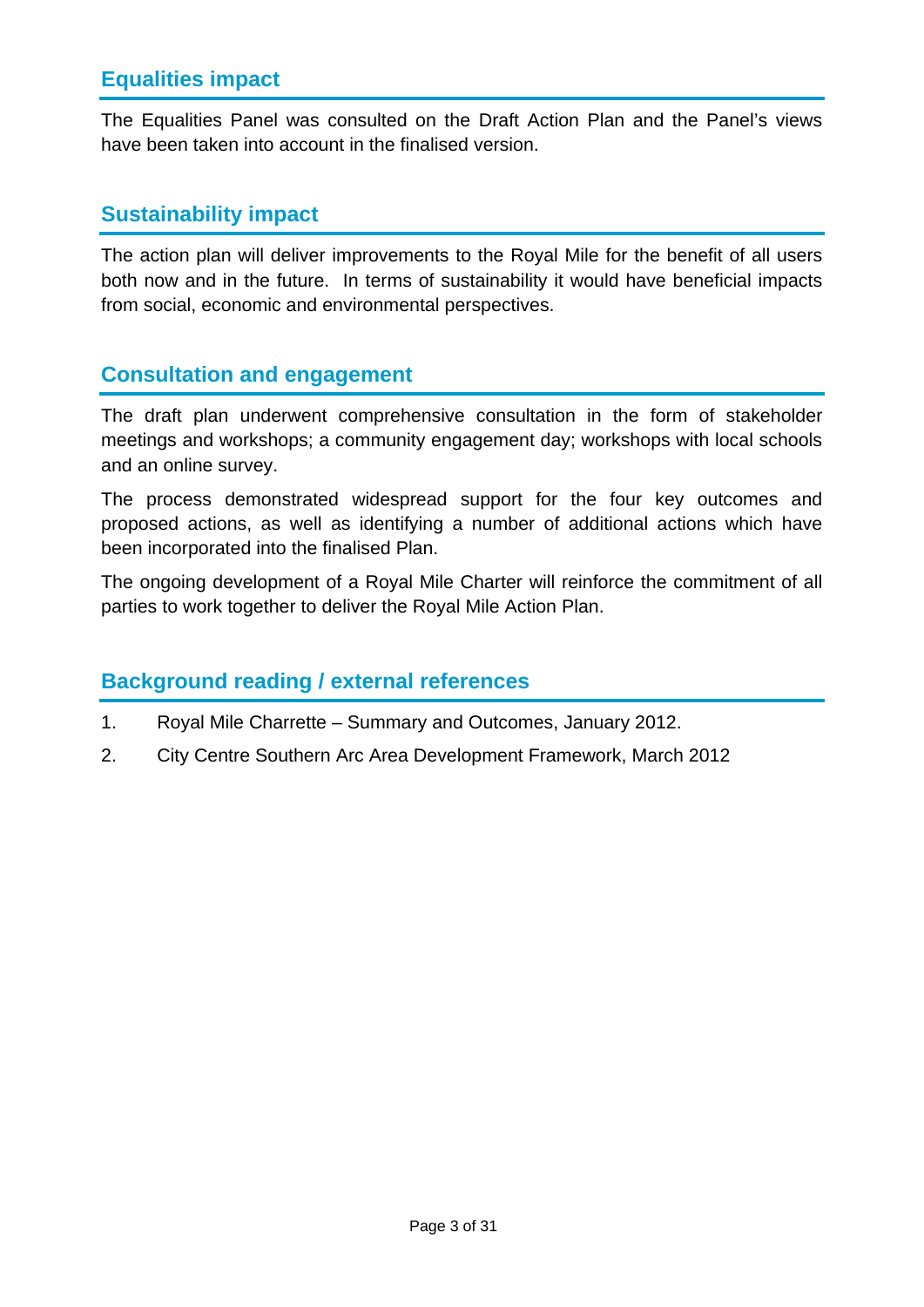## Equalities impact

The Equalities Panel was consulted on the Draft Action Plan and the Panel's views have been taken into account in the finalised version.

## Sustainability impact

The action plan will deliver improvements to the Royal Mile for the benefit of all users both now and in the future. In terms of sustainability it would have beneficial impacts from social, economic and environmental perspectives.

## Consultation and engagement

The draft plan underwent comprehensive consultation in the form of stakeholder meetings and workshops; a community engagement day; workshops with local schools and an online survey.

The process demonstrated widespread support for the four key outcomes and proposed actions, as well as identifying a number of additional actions which have been incorporated into the finalised Plan.

The ongoing development of a Royal Mile Charter will reinforce the commitment of all parties to work together to deliver the Royal Mile Action Plan.

## Background reading / external references

1. Royal Mile Charrette – Summary and Outcomes, January 2012.
2. City Centre Southern Arc Area Development Framework, March 2012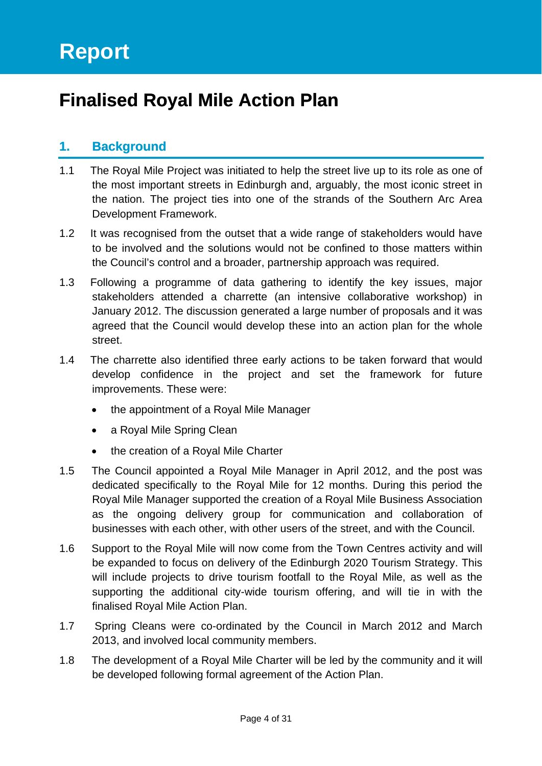# Report

# Finalised Royal Mile Action Plan

## 1. Background

1.1 The Royal Mile Project was initiated to help the street live up to its role as one of the most important streets in Edinburgh and, arguably, the most iconic street in the nation. The project ties into one of the strands of the Southern Arc Area Development Framework.

1.2 It was recognised from the outset that a wide range of stakeholders would have to be involved and the solutions would not be confined to those matters within the Council's control and a broader, partnership approach was required.

1.3 Following a programme of data gathering to identify the key issues, major stakeholders attended a charrette (an intensive collaborative workshop) in January 2012. The discussion generated a large number of proposals and it was agreed that the Council would develop these into an action plan for the whole street.

1.4 The charrette also identified three early actions to be taken forward that would develop confidence in the project and set the framework for future improvements. These were:

- the appointment of a Royal Mile Manager
- a Royal Mile Spring Clean
- the creation of a Royal Mile Charter

1.5 The Council appointed a Royal Mile Manager in April 2012, and the post was dedicated specifically to the Royal Mile for 12 months. During this period the Royal Mile Manager supported the creation of a Royal Mile Business Association as the ongoing delivery group for communication and collaboration of businesses with each other, with other users of the street, and with the Council.

1.6 Support to the Royal Mile will now come from the Town Centres activity and will be expanded to focus on delivery of the Edinburgh 2020 Tourism Strategy. This will include projects to drive tourism footfall to the Royal Mile, as well as the supporting the additional city-wide tourism offering, and will tie in with the finalised Royal Mile Action Plan.

1.7 Spring Cleans were co-ordinated by the Council in March 2012 and March 2013, and involved local community members.

1.8 The development of a Royal Mile Charter will be led by the community and it will be developed following formal agreement of the Action Plan.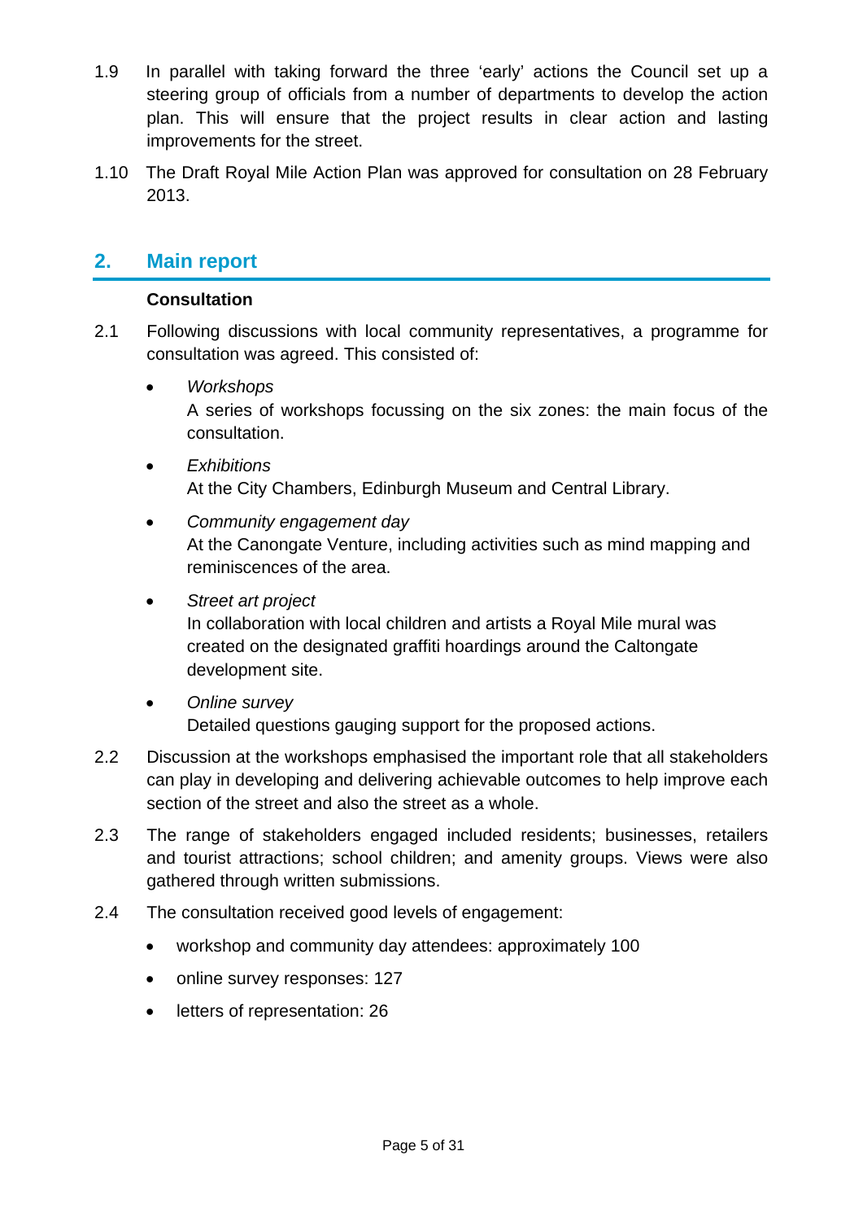1.9 In parallel with taking forward the three 'early' actions the Council set up a steering group of officials from a number of departments to develop the action plan. This will ensure that the project results in clear action and lasting improvements for the street.

1.10 The Draft Royal Mile Action Plan was approved for consultation on 28 February 2013.

## 2. Main report

**Consultation**

2.1 Following discussions with local community representatives, a programme for consultation was agreed. This consisted of:

- *Workshops*
  A series of workshops focussing on the six zones: the main focus of the consultation.

- *Exhibitions*
  At the City Chambers, Edinburgh Museum and Central Library.

- *Community engagement day*
  At the Canongate Venture, including activities such as mind mapping and reminiscences of the area.

- *Street art project*
  In collaboration with local children and artists a Royal Mile mural was created on the designated graffiti hoardings around the Caltongate development site.

- *Online survey*
  Detailed questions gauging support for the proposed actions.

2.2 Discussion at the workshops emphasised the important role that all stakeholders can play in developing and delivering achievable outcomes to help improve each section of the street and also the street as a whole.

2.3 The range of stakeholders engaged included residents; businesses, retailers and tourist attractions; school children; and amenity groups. Views were also gathered through written submissions.

2.4 The consultation received good levels of engagement:

- workshop and community day attendees: approximately 100
- online survey responses: 127
- letters of representation: 26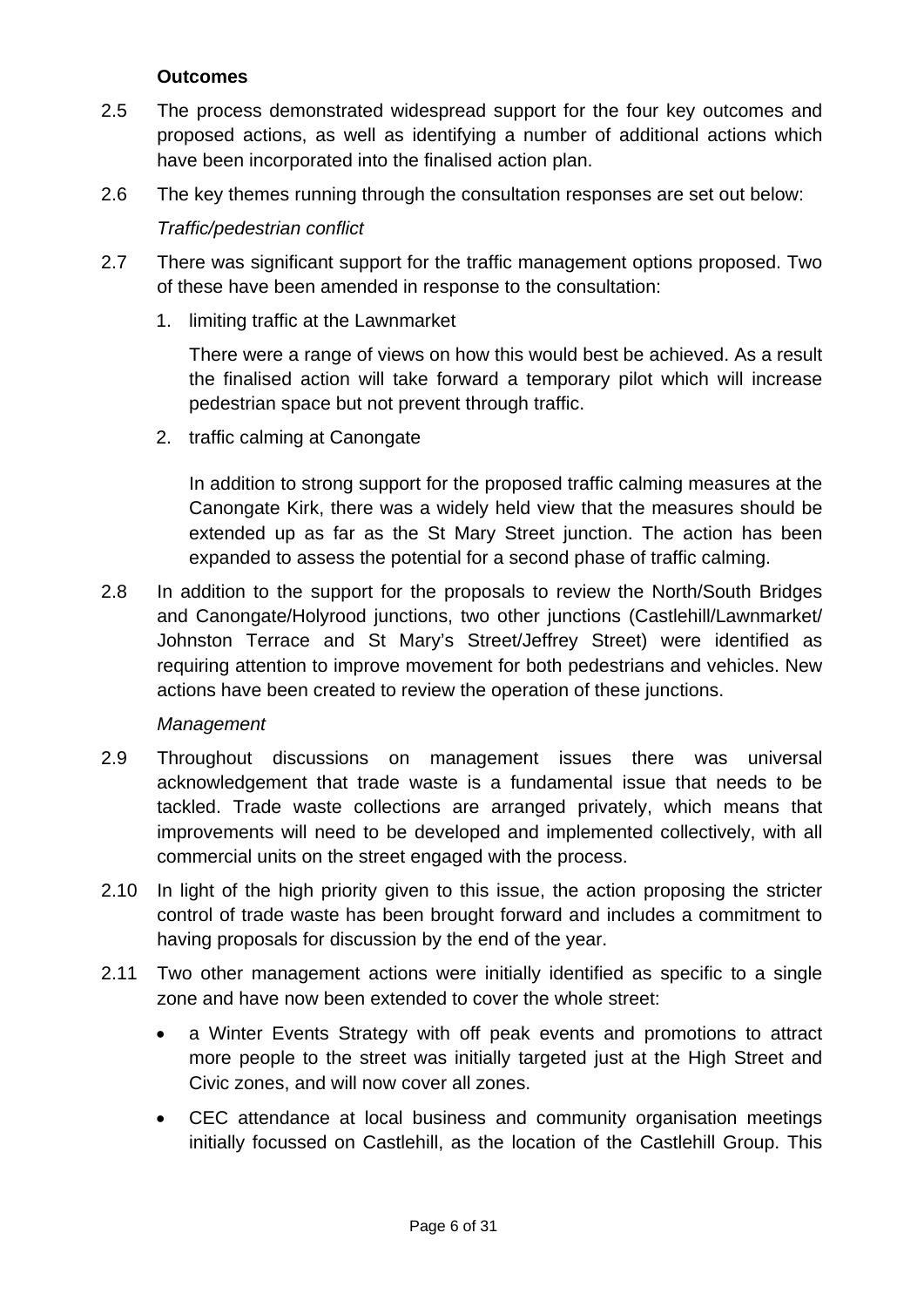**Outcomes**

2.5 The process demonstrated widespread support for the four key outcomes and proposed actions, as well as identifying a number of additional actions which have been incorporated into the finalised action plan.

2.6 The key themes running through the consultation responses are set out below:

*Traffic/pedestrian conflict*

2.7 There was significant support for the traffic management options proposed. Two of these have been amended in response to the consultation:

1. limiting traffic at the Lawnmarket

   There were a range of views on how this would best be achieved. As a result the finalised action will take forward a temporary pilot which will increase pedestrian space but not prevent through traffic.

2. traffic calming at Canongate

   In addition to strong support for the proposed traffic calming measures at the Canongate Kirk, there was a widely held view that the measures should be extended up as far as the St Mary Street junction. The action has been expanded to assess the potential for a second phase of traffic calming.

2.8 In addition to the support for the proposals to review the North/South Bridges and Canongate/Holyrood junctions, two other junctions (Castlehill/Lawnmarket/ Johnston Terrace and St Mary's Street/Jeffrey Street) were identified as requiring attention to improve movement for both pedestrians and vehicles. New actions have been created to review the operation of these junctions.

*Management*

2.9 Throughout discussions on management issues there was universal acknowledgement that trade waste is a fundamental issue that needs to be tackled. Trade waste collections are arranged privately, which means that improvements will need to be developed and implemented collectively, with all commercial units on the street engaged with the process.

2.10 In light of the high priority given to this issue, the action proposing the stricter control of trade waste has been brought forward and includes a commitment to having proposals for discussion by the end of the year.

2.11 Two other management actions were initially identified as specific to a single zone and have now been extended to cover the whole street:

- a Winter Events Strategy with off peak events and promotions to attract more people to the street was initially targeted just at the High Street and Civic zones, and will now cover all zones.
- CEC attendance at local business and community organisation meetings initially focussed on Castlehill, as the location of the Castlehill Group. This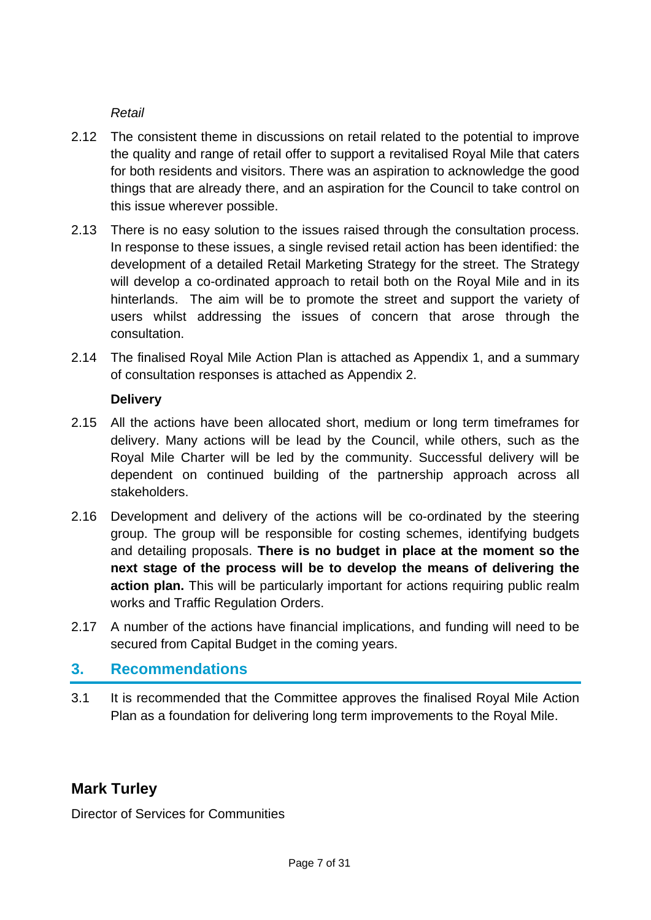*Retail*

2.12 The consistent theme in discussions on retail related to the potential to improve the quality and range of retail offer to support a revitalised Royal Mile that caters for both residents and visitors. There was an aspiration to acknowledge the good things that are already there, and an aspiration for the Council to take control on this issue wherever possible.

2.13 There is no easy solution to the issues raised through the consultation process. In response to these issues, a single revised retail action has been identified: the development of a detailed Retail Marketing Strategy for the street. The Strategy will develop a co-ordinated approach to retail both on the Royal Mile and in its hinterlands. The aim will be to promote the street and support the variety of users whilst addressing the issues of concern that arose through the consultation.

2.14 The finalised Royal Mile Action Plan is attached as Appendix 1, and a summary of consultation responses is attached as Appendix 2.

**Delivery**

2.15 All the actions have been allocated short, medium or long term timeframes for delivery. Many actions will be lead by the Council, while others, such as the Royal Mile Charter will be led by the community. Successful delivery will be dependent on continued building of the partnership approach across all stakeholders.

2.16 Development and delivery of the actions will be co-ordinated by the steering group. The group will be responsible for costing schemes, identifying budgets and detailing proposals. **There is no budget in place at the moment so the next stage of the process will be to develop the means of delivering the action plan.** This will be particularly important for actions requiring public realm works and Traffic Regulation Orders.

2.17 A number of the actions have financial implications, and funding will need to be secured from Capital Budget in the coming years.

## 3. Recommendations

3.1 It is recommended that the Committee approves the finalised Royal Mile Action Plan as a foundation for delivering long term improvements to the Royal Mile.

**Mark Turley**

Director of Services for Communities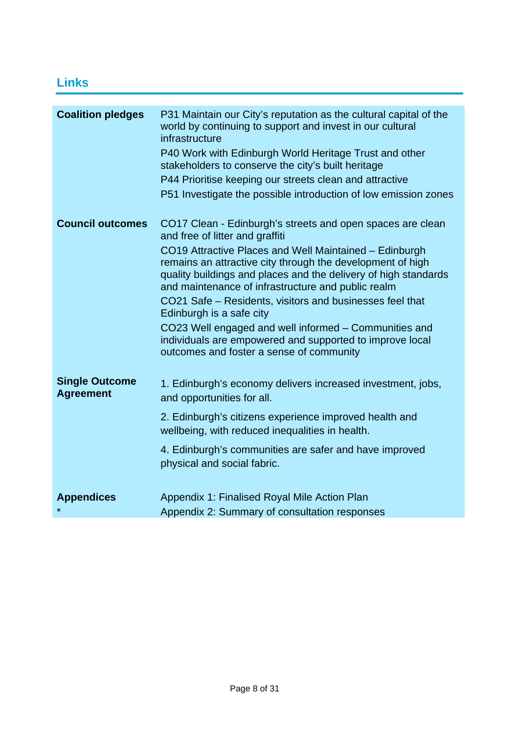## Links

| | |
|---|---|
| **Coalition pledges** | P31 Maintain our City's reputation as the cultural capital of the world by continuing to support and invest in our cultural infrastructure<br>P40 Work with Edinburgh World Heritage Trust and other stakeholders to conserve the city's built heritage<br>P44 Prioritise keeping our streets clean and attractive<br>P51 Investigate the possible introduction of low emission zones |
| **Council outcomes** | CO17 Clean - Edinburgh's streets and open spaces are clean and free of litter and graffiti<br>CO19 Attractive Places and Well Maintained – Edinburgh remains an attractive city through the development of high quality buildings and places and the delivery of high standards and maintenance of infrastructure and public realm<br>CO21 Safe – Residents, visitors and businesses feel that Edinburgh is a safe city<br>CO23 Well engaged and well informed – Communities and individuals are empowered and supported to improve local outcomes and foster a sense of community |
| **Single Outcome Agreement** | 1. Edinburgh's economy delivers increased investment, jobs, and opportunities for all.<br>2. Edinburgh's citizens experience improved health and wellbeing, with reduced inequalities in health.<br>4. Edinburgh's communities are safer and have improved physical and social fabric. |
| **Appendices** * | Appendix 1: Finalised Royal Mile Action Plan<br>Appendix 2: Summary of consultation responses |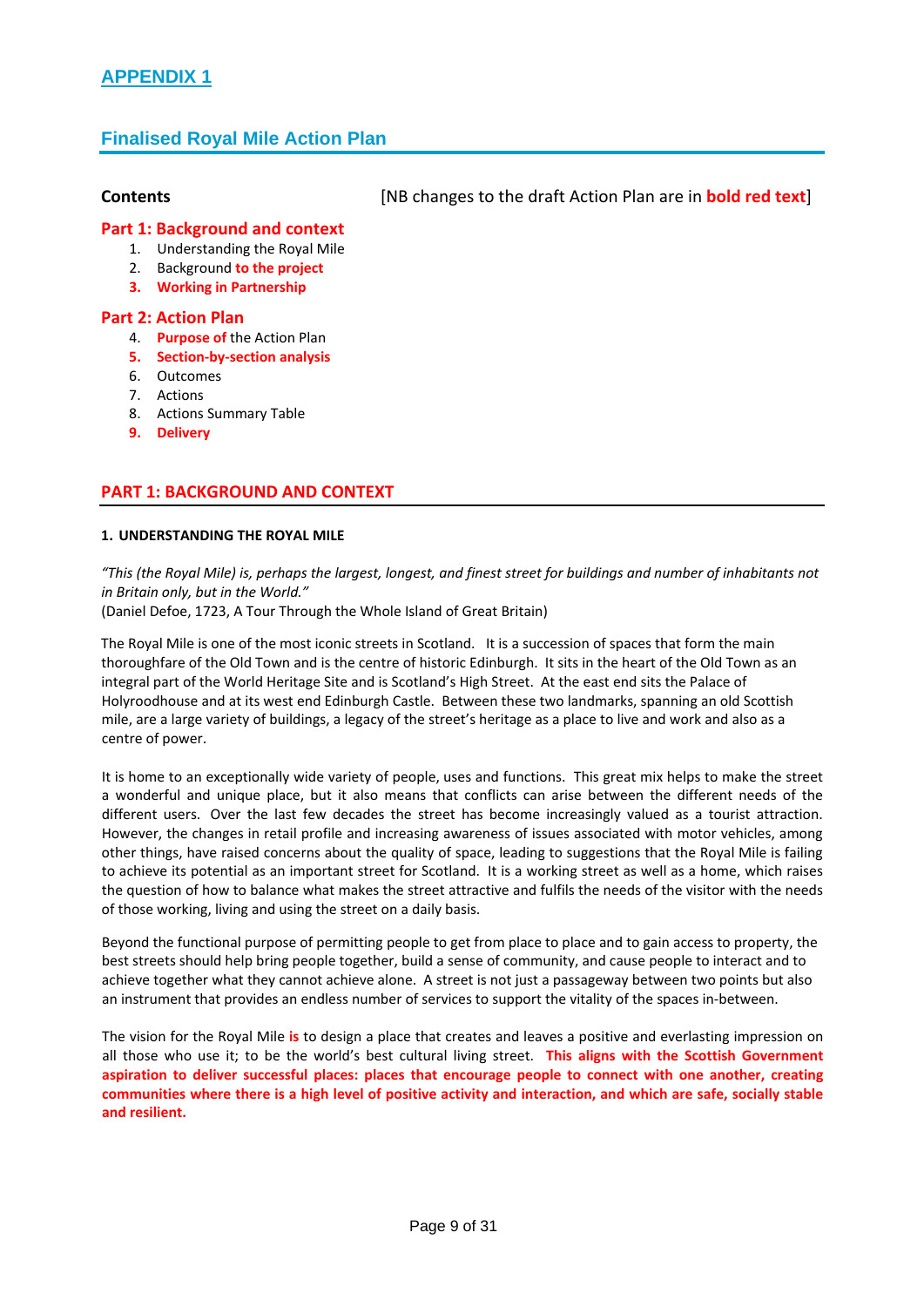# APPENDIX 1

## Finalised Royal Mile Action Plan

**Contents** [NB changes to the draft Action Plan are in **bold red text**]

**Part 1: Background and context**

1. Understanding the Royal Mile
2. Background **to the project**
3. **Working in Partnership**

**Part 2: Action Plan**

4. **Purpose of** the Action Plan
5. **Section-by-section analysis**
6. Outcomes
7. Actions
8. Actions Summary Table
9. **Delivery**

## PART 1: BACKGROUND AND CONTEXT

### 1. UNDERSTANDING THE ROYAL MILE

*"This (the Royal Mile) is, perhaps the largest, longest, and finest street for buildings and number of inhabitants not in Britain only, but in the World."*
(Daniel Defoe, 1723, A Tour Through the Whole Island of Great Britain)

The Royal Mile is one of the most iconic streets in Scotland. It is a succession of spaces that form the main thoroughfare of the Old Town and is the centre of historic Edinburgh. It sits in the heart of the Old Town as an integral part of the World Heritage Site and is Scotland's High Street. At the east end sits the Palace of Holyroodhouse and at its west end Edinburgh Castle. Between these two landmarks, spanning an old Scottish mile, are a large variety of buildings, a legacy of the street's heritage as a place to live and work and also as a centre of power.

It is home to an exceptionally wide variety of people, uses and functions. This great mix helps to make the street a wonderful and unique place, but it also means that conflicts can arise between the different needs of the different users. Over the last few decades the street has become increasingly valued as a tourist attraction. However, the changes in retail profile and increasing awareness of issues associated with motor vehicles, among other things, have raised concerns about the quality of space, leading to suggestions that the Royal Mile is failing to achieve its potential as an important street for Scotland. It is a working street as well as a home, which raises the question of how to balance what makes the street attractive and fulfils the needs of the visitor with the needs of those working, living and using the street on a daily basis.

Beyond the functional purpose of permitting people to get from place to place and to gain access to property, the best streets should help bring people together, build a sense of community, and cause people to interact and to achieve together what they cannot achieve alone. A street is not just a passageway between two points but also an instrument that provides an endless number of services to support the vitality of the spaces in-between.

The vision for the Royal Mile **is** to design a place that creates and leaves a positive and everlasting impression on all those who use it; to be the world's best cultural living street. **This aligns with the Scottish Government aspiration to deliver successful places: places that encourage people to connect with one another, creating communities where there is a high level of positive activity and interaction, and which are safe, socially stable and resilient.**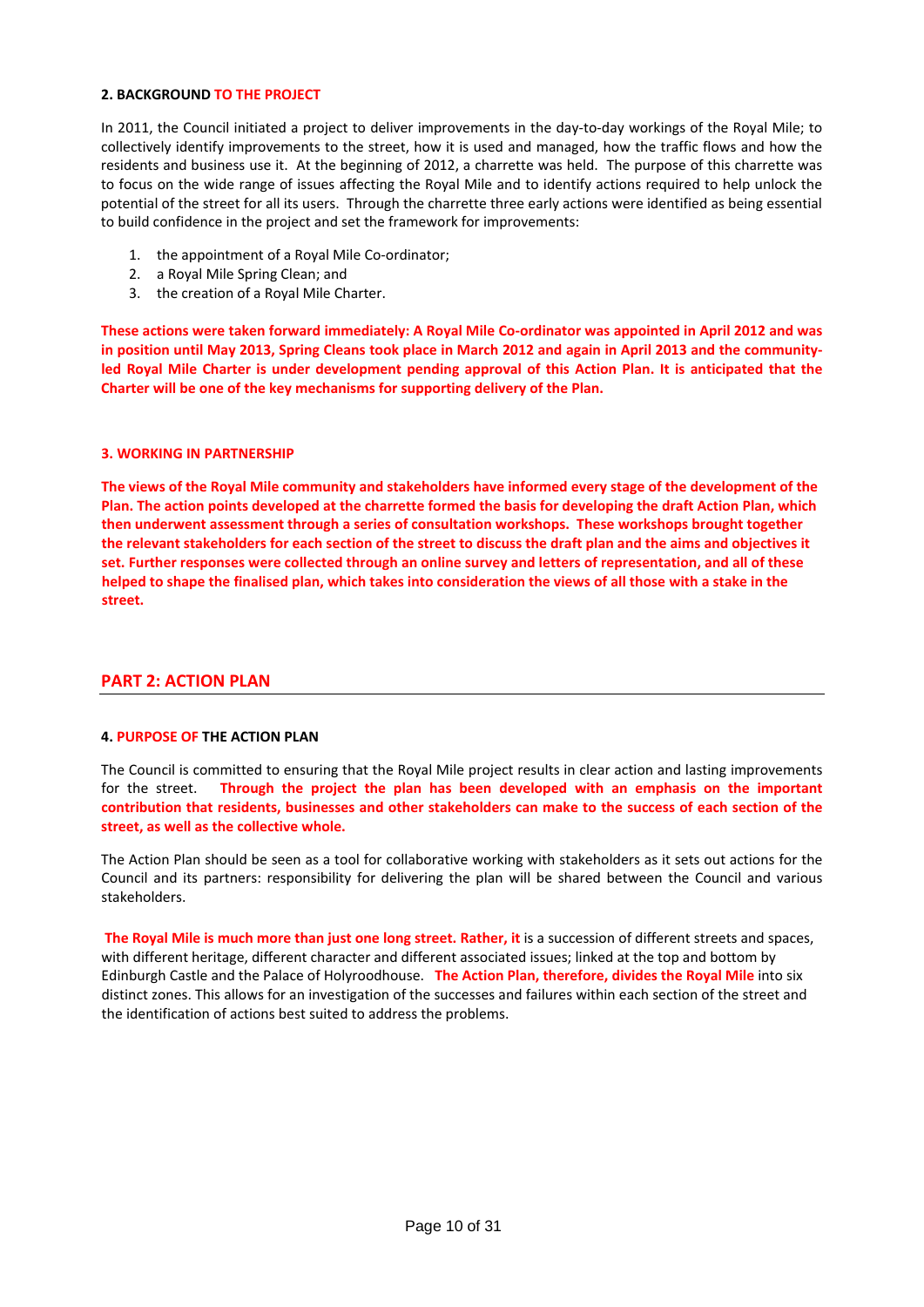**2. BACKGROUND TO THE PROJECT**

In 2011, the Council initiated a project to deliver improvements in the day-to-day workings of the Royal Mile; to collectively identify improvements to the street, how it is used and managed, how the traffic flows and how the residents and business use it. At the beginning of 2012, a charrette was held. The purpose of this charrette was to focus on the wide range of issues affecting the Royal Mile and to identify actions required to help unlock the potential of the street for all its users. Through the charrette three early actions were identified as being essential to build confidence in the project and set the framework for improvements:

1. the appointment of a Royal Mile Co-ordinator;
2. a Royal Mile Spring Clean; and
3. the creation of a Royal Mile Charter.

**These actions were taken forward immediately: A Royal Mile Co-ordinator was appointed in April 2012 and was in position until May 2013, Spring Cleans took place in March 2012 and again in April 2013 and the community-led Royal Mile Charter is under development pending approval of this Action Plan. It is anticipated that the Charter will be one of the key mechanisms for supporting delivery of the Plan.**

**3. WORKING IN PARTNERSHIP**

**The views of the Royal Mile community and stakeholders have informed every stage of the development of the Plan. The action points developed at the charrette formed the basis for developing the draft Action Plan, which then underwent assessment through a series of consultation workshops. These workshops brought together the relevant stakeholders for each section of the street to discuss the draft plan and the aims and objectives it set. Further responses were collected through an online survey and letters of representation, and all of these helped to shape the finalised plan, which takes into consideration the views of all those with a stake in the street.**

## PART 2: ACTION PLAN

**4. PURPOSE OF THE ACTION PLAN**

The Council is committed to ensuring that the Royal Mile project results in clear action and lasting improvements for the street. **Through the project the plan has been developed with an emphasis on the important contribution that residents, businesses and other stakeholders can make to the success of each section of the street, as well as the collective whole.**

The Action Plan should be seen as a tool for collaborative working with stakeholders as it sets out actions for the Council and its partners: responsibility for delivering the plan will be shared between the Council and various stakeholders.

**The Royal Mile is much more than just one long street. Rather, it** is a succession of different streets and spaces, with different heritage, different character and different associated issues; linked at the top and bottom by Edinburgh Castle and the Palace of Holyroodhouse. **The Action Plan, therefore, divides the Royal Mile** into six distinct zones. This allows for an investigation of the successes and failures within each section of the street and the identification of actions best suited to address the problems.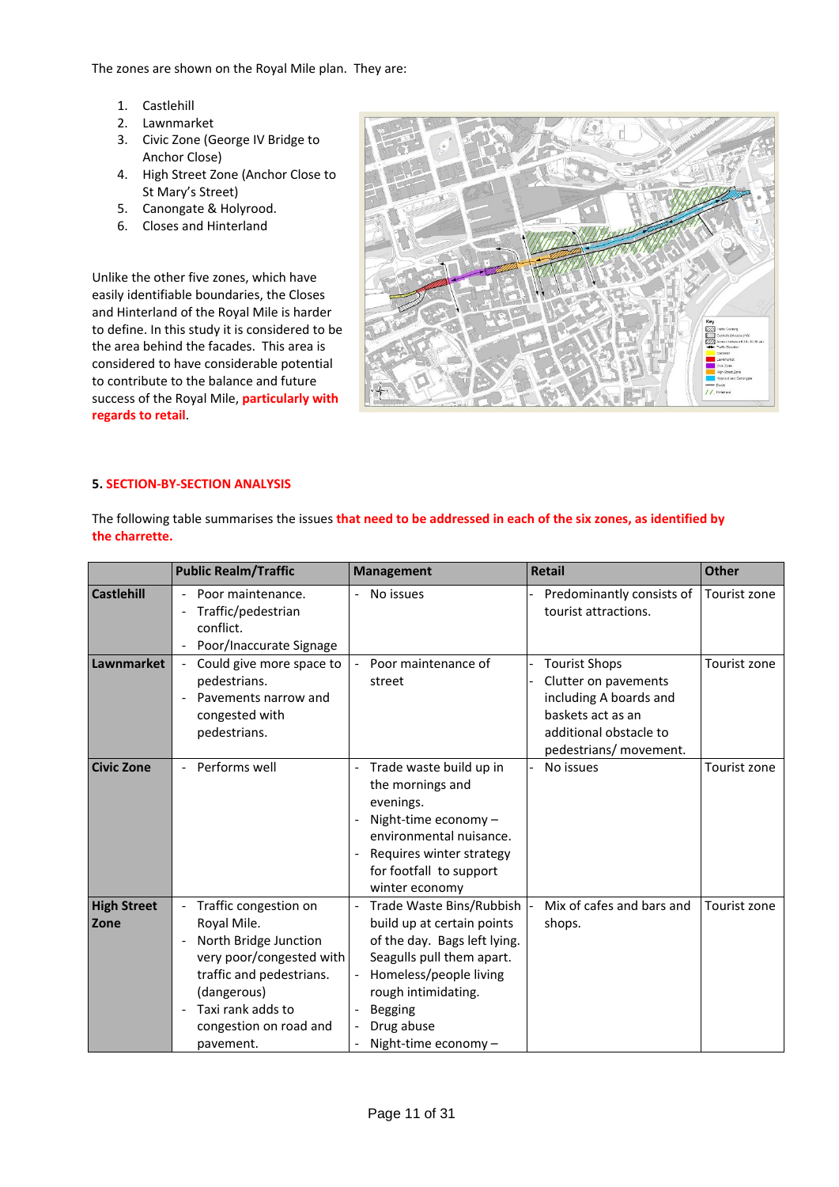The zones are shown on the Royal Mile plan. They are:

1. Castlehill
2. Lawnmarket
3. Civic Zone (George IV Bridge to Anchor Close)
4. High Street Zone (Anchor Close to St Mary's Street)
5. Canongate & Holyrood.
6. Closes and Hinterland

Unlike the other five zones, which have easily identifiable boundaries, the Closes and Hinterland of the Royal Mile is harder to define. In this study it is considered to be the area behind the facades. This area is considered to have considerable potential to contribute to the balance and future success of the Royal Mile, **particularly with regards to retail**.

**5. SECTION-BY-SECTION ANALYSIS**

The following table summarises the issues **that need to be addressed in each of the six zones, as identified by the charrette.**

| | Public Realm/Traffic | Management | Retail | Other |
|---|---|---|---|---|
| **Castlehill** | - Poor maintenance.<br>- Traffic/pedestrian conflict.<br>- Poor/Inaccurate Signage | - No issues | - Predominantly consists of tourist attractions. | Tourist zone |
| **Lawnmarket** | - Could give more space to pedestrians.<br>- Pavements narrow and congested with pedestrians. | - Poor maintenance of street | - Tourist Shops<br>- Clutter on pavements including A boards and baskets act as an additional obstacle to pedestrians/ movement. | Tourist zone |
| **Civic Zone** | - Performs well | - Trade waste build up in the mornings and evenings.<br>- Night-time economy – environmental nuisance.<br>- Requires winter strategy for footfall to support winter economy | - No issues | Tourist zone |
| **High Street Zone** | - Traffic congestion on Royal Mile.<br>- North Bridge Junction very poor/congested with traffic and pedestrians. (dangerous)<br>- Taxi rank adds to congestion on road and pavement. | - Trade Waste Bins/Rubbish build up at certain points of the day. Bags left lying. Seagulls pull them apart.<br>- Homeless/people living rough intimidating.<br>- Begging<br>- Drug abuse<br>- Night-time economy – | - Mix of cafes and bars and shops. | Tourist zone |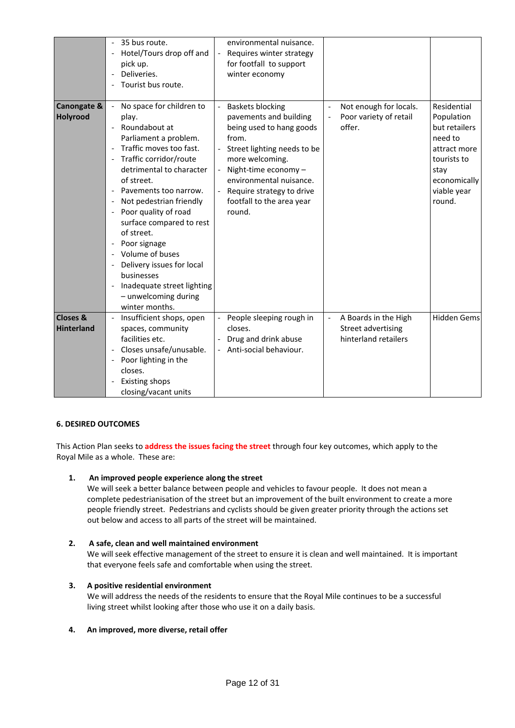| | | | | |
|---|---|---|---|---|
| | - 35 bus route.<br>- Hotel/Tours drop off and pick up.<br>- Deliveries.<br>- Tourist bus route. | environmental nuisance.<br>- Requires winter strategy for footfall to support winter economy | | |
| **Canongate & Holyrood** | - No space for children to play.<br>- Roundabout at Parliament a problem.<br>- Traffic moves too fast.<br>- Traffic corridor/route detrimental to character of street.<br>- Pavements too narrow.<br>- Not pedestrian friendly<br>- Poor quality of road surface compared to rest of street.<br>- Poor signage<br>- Volume of buses<br>- Delivery issues for local businesses<br>- Inadequate street lighting – unwelcoming during winter months. | - Baskets blocking pavements and building being used to hang goods from.<br>- Street lighting needs to be more welcoming.<br>- Night-time economy – environmental nuisance.<br>- Require strategy to drive footfall to the area year round. | - Not enough for locals.<br>- Poor variety of retail offer. | Residential Population but retailers need to attract more tourists to stay economically viable year round. |
| **Closes & Hinterland** | - Insufficient shops, open spaces, community facilities etc.<br>- Closes unsafe/unusable.<br>- Poor lighting in the closes.<br>- Existing shops closing/vacant units | - People sleeping rough in closes.<br>- Drug and drink abuse<br>- Anti-social behaviour. | - A Boards in the High Street advertising hinterland retailers | Hidden Gems |

## 6. DESIRED OUTCOMES

This Action Plan seeks to **address the issues facing the street** through four key outcomes, which apply to the Royal Mile as a whole. These are:

1. **An improved people experience along the street**
   We will seek a better balance between people and vehicles to favour people. It does not mean a complete pedestrianisation of the street but an improvement of the built environment to create a more people friendly street. Pedestrians and cyclists should be given greater priority through the actions set out below and access to all parts of the street will be maintained.

2. **A safe, clean and well maintained environment**
   We will seek effective management of the street to ensure it is clean and well maintained. It is important that everyone feels safe and comfortable when using the street.

3. **A positive residential environment**
   We will address the needs of the residents to ensure that the Royal Mile continues to be a successful living street whilst looking after those who use it on a daily basis.

4. **An improved, more diverse, retail offer**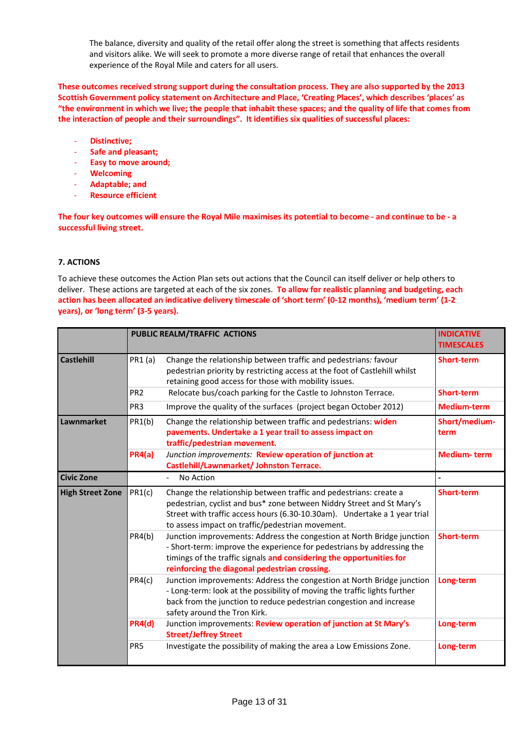The balance, diversity and quality of the retail offer along the street is something that affects residents and visitors alike. We will seek to promote a more diverse range of retail that enhances the overall experience of the Royal Mile and caters for all users.

**These outcomes received strong support during the consultation process. They are also supported by the 2013 Scottish Government policy statement on Architecture and Place, 'Creating Places', which describes 'places' as "the environment in which we live; the people that inhabit these spaces; and the quality of life that comes from the interaction of people and their surroundings". It identifies six qualities of successful places:**

- **Distinctive;**
- **Safe and pleasant;**
- **Easy to move around;**
- **Welcoming**
- **Adaptable; and**
- **Resource efficient**

**The four key outcomes will ensure the Royal Mile maximises its potential to become - and continue to be - a successful living street.**

## 7. ACTIONS

To achieve these outcomes the Action Plan sets out actions that the Council can itself deliver or help others to deliver. These actions are targeted at each of the six zones. **To allow for realistic planning and budgeting, each action has been allocated an indicative delivery timescale of 'short term' (0-12 months), 'medium term' (1-2 years), or 'long term' (3-5 years).**

| | | PUBLIC REALM/TRAFFIC ACTIONS | INDICATIVE TIMESCALES |
|---|---|---|---|
| **Castlehill** | PR1 (a) | Change the relationship between traffic and pedestrians*:* favour pedestrian priority by restricting access at the foot of Castlehill whilst retaining good access for those with mobility issues. | **Short-term** |
| | PR2 | Relocate bus/coach parking for the Castle to Johnston Terrace. | **Short-term** |
| | PR3 | Improve the quality of the surfaces (project began October 2012) | **Medium-term** |
| **Lawnmarket** | PR1(b) | Change the relationship between traffic and pedestrians: **widen pavements. Undertake a 1 year trail to assess impact on traffic/pedestrian movement.** | **Short/medium-term** |
| | **PR4(a)** | *Junction improvements:* **Review operation of junction at Castlehill/Lawnmarket/ Johnston Terrace.** | **Medium- term** |
| **Civic Zone** | | - No Action | **-** |
| **High Street Zone** | PR1(c) | Change the relationship between traffic and pedestrians: create a pedestrian, cyclist and bus* zone between Niddry Street and St Mary's Street with traffic access hours (6.30-10.30am). Undertake a 1 year trial to assess impact on traffic/pedestrian movement. | **Short-term** |
| | PR4(b) | Junction improvements: Address the congestion at North Bridge junction - Short-term: improve the experience for pedestrians by addressing the timings of the traffic signals **and considering the opportunities for reinforcing the diagonal pedestrian crossing.** | **Short-term** |
| | PR4(c) | Junction improvements: Address the congestion at North Bridge junction - Long-term: look at the possibility of moving the traffic lights further back from the junction to reduce pedestrian congestion and increase safety around the Tron Kirk. | **Long-term** |
| | **PR4(d)** | Junction improvements: **Review operation of junction at St Mary's Street/Jeffrey Street** | **Long-term** |
| | PR5 | Investigate the possibility of making the area a Low Emissions Zone. | **Long-term** |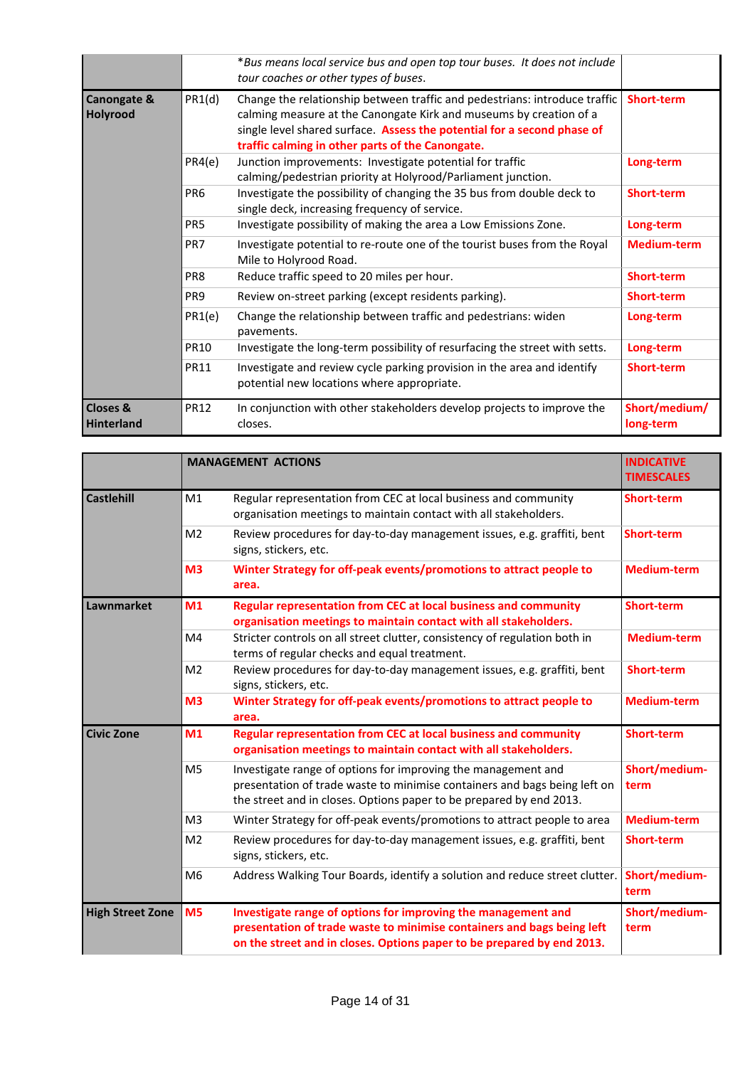| | | | |
|---|---|---|---|
| | | **Bus means local service bus and open top tour buses. It does not include tour coaches or other types of buses.* | |
| **Canongate & Holyrood** | PR1(d) | Change the relationship between traffic and pedestrians: introduce traffic calming measure at the Canongate Kirk and museums by creation of a single level shared surface. **Assess the potential for a second phase of traffic calming in other parts of the Canongate.** | **Short-term** |
| | PR4(e) | Junction improvements: Investigate potential for traffic calming/pedestrian priority at Holyrood/Parliament junction. | **Long-term** |
| | PR6 | Investigate the possibility of changing the 35 bus from double deck to single deck, increasing frequency of service. | **Short-term** |
| | PR5 | Investigate possibility of making the area a Low Emissions Zone. | **Long-term** |
| | PR7 | Investigate potential to re-route one of the tourist buses from the Royal Mile to Holyrood Road. | **Medium-term** |
| | PR8 | Reduce traffic speed to 20 miles per hour. | **Short-term** |
| | PR9 | Review on-street parking (except residents parking). | **Short-term** |
| | PR1(e) | Change the relationship between traffic and pedestrians: widen pavements. | **Long-term** |
| | PR10 | Investigate the long-term possibility of resurfacing the street with setts. | **Long-term** |
| | PR11 | Investigate and review cycle parking provision in the area and identify potential new locations where appropriate. | **Short-term** |
| **Closes & Hinterland** | PR12 | In conjunction with other stakeholders develop projects to improve the closes. | **Short/medium/ long-term** |

| | **MANAGEMENT ACTIONS** | | **INDICATIVE TIMESCALES** |
|---|---|---|---|
| **Castlehill** | M1 | Regular representation from CEC at local business and community organisation meetings to maintain contact with all stakeholders. | **Short-term** |
| | M2 | Review procedures for day-to-day management issues, e.g. graffiti, bent signs, stickers, etc. | **Short-term** |
| | **M3** | **Winter Strategy for off-peak events/promotions to attract people to area.** | **Medium-term** |
| **Lawnmarket** | **M1** | **Regular representation from CEC at local business and community organisation meetings to maintain contact with all stakeholders.** | **Short-term** |
| | M4 | Stricter controls on all street clutter, consistency of regulation both in terms of regular checks and equal treatment. | **Medium-term** |
| | M2 | Review procedures for day-to-day management issues, e.g. graffiti, bent signs, stickers, etc. | **Short-term** |
| | **M3** | **Winter Strategy for off-peak events/promotions to attract people to area.** | **Medium-term** |
| **Civic Zone** | **M1** | **Regular representation from CEC at local business and community organisation meetings to maintain contact with all stakeholders.** | **Short-term** |
| | M5 | Investigate range of options for improving the management and presentation of trade waste to minimise containers and bags being left on the street and in closes. Options paper to be prepared by end 2013. | **Short/medium-term** |
| | M3 | Winter Strategy for off-peak events/promotions to attract people to area | **Medium-term** |
| | M2 | Review procedures for day-to-day management issues, e.g. graffiti, bent signs, stickers, etc. | **Short-term** |
| | M6 | Address Walking Tour Boards, identify a solution and reduce street clutter. | **Short/medium-term** |
| **High Street Zone** | **M5** | **Investigate range of options for improving the management and presentation of trade waste to minimise containers and bags being left on the street and in closes. Options paper to be prepared by end 2013.** | **Short/medium-term** |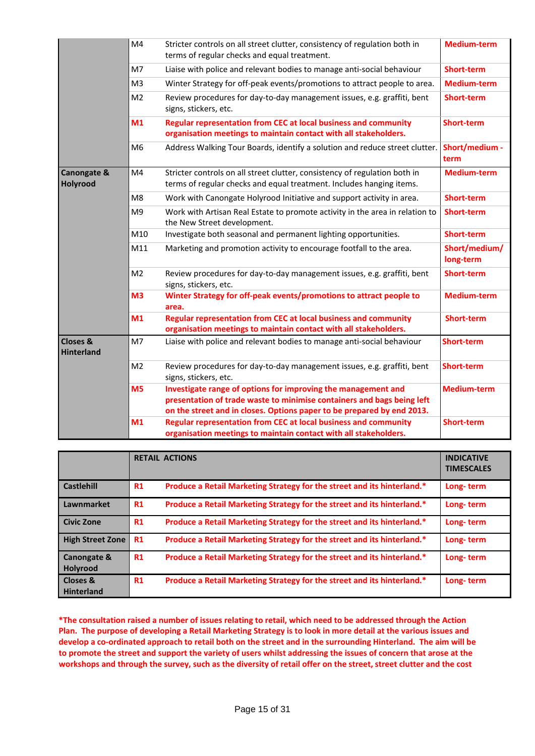| | | | |
|---|---|---|---|
| | M4 | Stricter controls on all street clutter, consistency of regulation both in terms of regular checks and equal treatment. | **Medium-term** |
| | M7 | Liaise with police and relevant bodies to manage anti-social behaviour | **Short-term** |
| | M3 | Winter Strategy for off-peak events/promotions to attract people to area. | **Medium-term** |
| | M2 | Review procedures for day-to-day management issues, e.g. graffiti, bent signs, stickers, etc. | **Short-term** |
| | **M1** | **Regular representation from CEC at local business and community organisation meetings to maintain contact with all stakeholders.** | **Short-term** |
| | M6 | Address Walking Tour Boards, identify a solution and reduce street clutter. | **Short/medium - term** |
| **Canongate & Holyrood** | M4 | Stricter controls on all street clutter, consistency of regulation both in terms of regular checks and equal treatment. Includes hanging items. | **Medium-term** |
| | M8 | Work with Canongate Holyrood Initiative and support activity in area. | **Short-term** |
| | M9 | Work with Artisan Real Estate to promote activity in the area in relation to the New Street development. | **Short-term** |
| | M10 | Investigate both seasonal and permanent lighting opportunities. | **Short-term** |
| | M11 | Marketing and promotion activity to encourage footfall to the area. | **Short/medium/ long-term** |
| | M2 | Review procedures for day-to-day management issues, e.g. graffiti, bent signs, stickers, etc. | **Short-term** |
| | **M3** | **Winter Strategy for off-peak events/promotions to attract people to area.** | **Medium-term** |
| | **M1** | **Regular representation from CEC at local business and community organisation meetings to maintain contact with all stakeholders.** | **Short-term** |
| **Closes & Hinterland** | M7 | Liaise with police and relevant bodies to manage anti-social behaviour | **Short-term** |
| | M2 | Review procedures for day-to-day management issues, e.g. graffiti, bent signs, stickers, etc. | **Short-term** |
| | **M5** | **Investigate range of options for improving the management and presentation of trade waste to minimise containers and bags being left on the street and in closes. Options paper to be prepared by end 2013.** | **Medium-term** |
| | **M1** | **Regular representation from CEC at local business and community organisation meetings to maintain contact with all stakeholders.** | **Short-term** |

| | **RETAIL ACTIONS** | | **INDICATIVE TIMESCALES** |
|---|---|---|---|
| **Castlehill** | **R1** | **Produce a Retail Marketing Strategy for the street and its hinterland.*** | **Long- term** |
| **Lawnmarket** | **R1** | **Produce a Retail Marketing Strategy for the street and its hinterland.*** | **Long- term** |
| **Civic Zone** | **R1** | **Produce a Retail Marketing Strategy for the street and its hinterland.*** | **Long- term** |
| **High Street Zone** | **R1** | **Produce a Retail Marketing Strategy for the street and its hinterland.*** | **Long- term** |
| **Canongate & Holyrood** | **R1** | **Produce a Retail Marketing Strategy for the street and its hinterland.*** | **Long- term** |
| **Closes & Hinterland** | **R1** | **Produce a Retail Marketing Strategy for the street and its hinterland.*** | **Long- term** |

**\*The consultation raised a number of issues relating to retail, which need to be addressed through the Action Plan. The purpose of developing a Retail Marketing Strategy is to look in more detail at the various issues and develop a co-ordinated approach to retail both on the street and in the surrounding Hinterland. The aim will be to promote the street and support the variety of users whilst addressing the issues of concern that arose at the workshops and through the survey, such as the diversity of retail offer on the street, street clutter and the cost**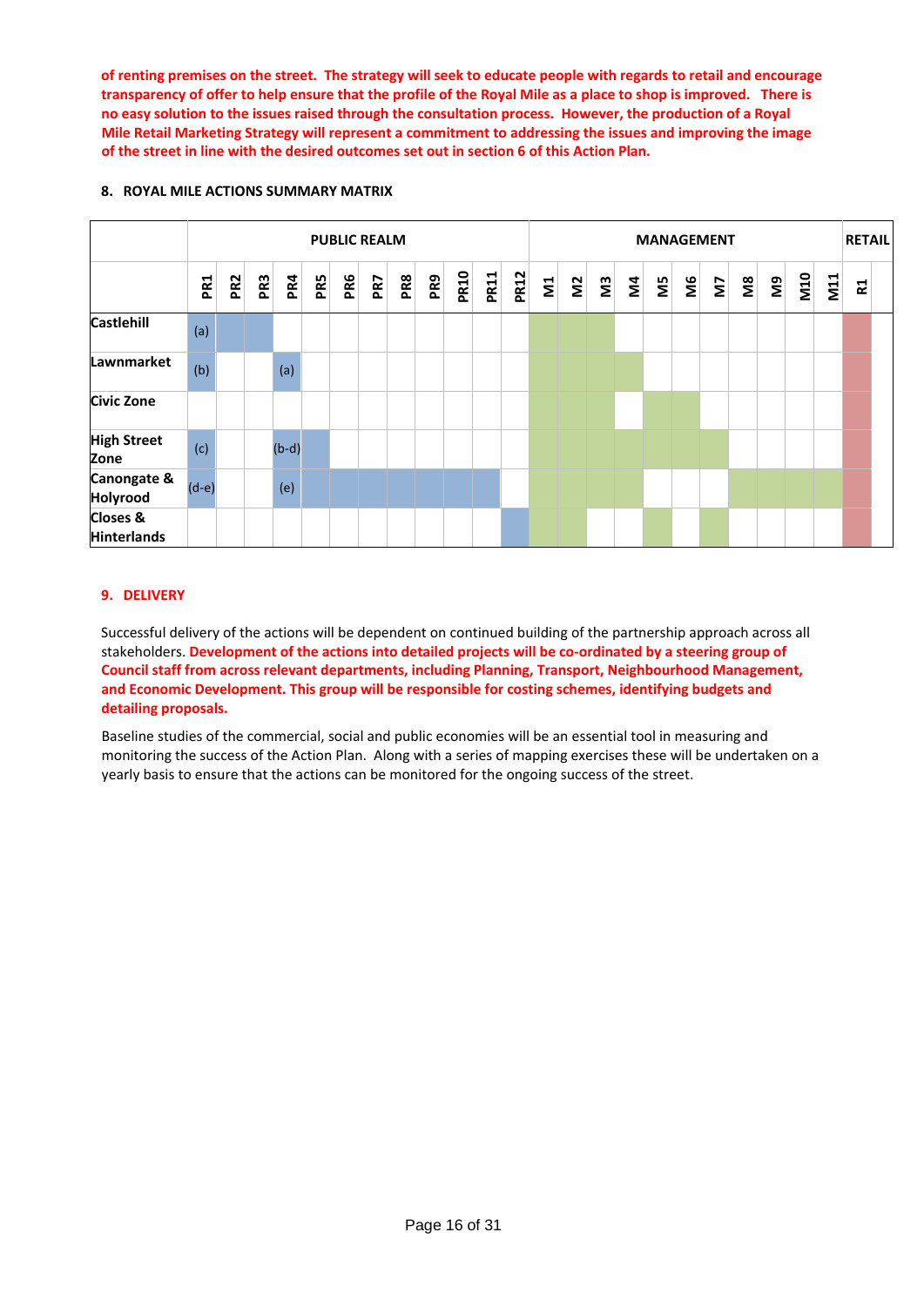**of renting premises on the street. The strategy will seek to educate people with regards to retail and encourage transparency of offer to help ensure that the profile of the Royal Mile as a place to shop is improved. There is no easy solution to the issues raised through the consultation process. However, the production of a Royal Mile Retail Marketing Strategy will represent a commitment to addressing the issues and improving the image of the street in line with the desired outcomes set out in section 6 of this Action Plan.**

## 8. ROYAL MILE ACTIONS SUMMARY MATRIX

| | PUBLIC REALM | | | | | | | | | | | | MANAGEMENT | | | | | | | | | | | RETAIL |
|---|---|---|---|---|---|---|---|---|---|---|---|---|---|---|---|---|---|---|---|---|---|---|---|---|
| | PR1 | PR2 | PR3 | PR4 | PR5 | PR6 | PR7 | PR8 | PR9 | PR10 | PR11 | PR12 | M1 | M2 | M3 | M4 | M5 | M6 | M7 | M8 | M9 | M10 | M11 | R1 |
| **Castlehill** | (a) | ● | ● | | | | | | | | | | ● | ● | ● | | | | | | | | | ● |
| **Lawnmarket** | (b) | | | (a) | | | | | | | | | ● | ● | ● | ● | | | | | | | | ● |
| **Civic Zone** | | | | | | | | | | | | | ● | ● | ● | | ● | ● | | | | | | ● |
| **High Street Zone** | (c) | | | (b-d) | ● | | | | | | | | ● | ● | ● | ● | ● | ● | ● | | | | | ● |
| **Canongate & Holyrood** | (d-e) | | | (e) | ● | ● | ● | ● | ● | ● | ● | | ● | ● | ● | ● | | | | ● | ● | ● | ● | ● |
| **Closes & Hinterlands** | | | | | | | | | | | | ● | ● | ● | | | ● | | ● | | | | | ● |

## 9. DELIVERY

Successful delivery of the actions will be dependent on continued building of the partnership approach across all stakeholders. **Development of the actions into detailed projects will be co-ordinated by a steering group of Council staff from across relevant departments, including Planning, Transport, Neighbourhood Management, and Economic Development. This group will be responsible for costing schemes, identifying budgets and detailing proposals.**

Baseline studies of the commercial, social and public economies will be an essential tool in measuring and monitoring the success of the Action Plan. Along with a series of mapping exercises these will be undertaken on a yearly basis to ensure that the actions can be monitored for the ongoing success of the street.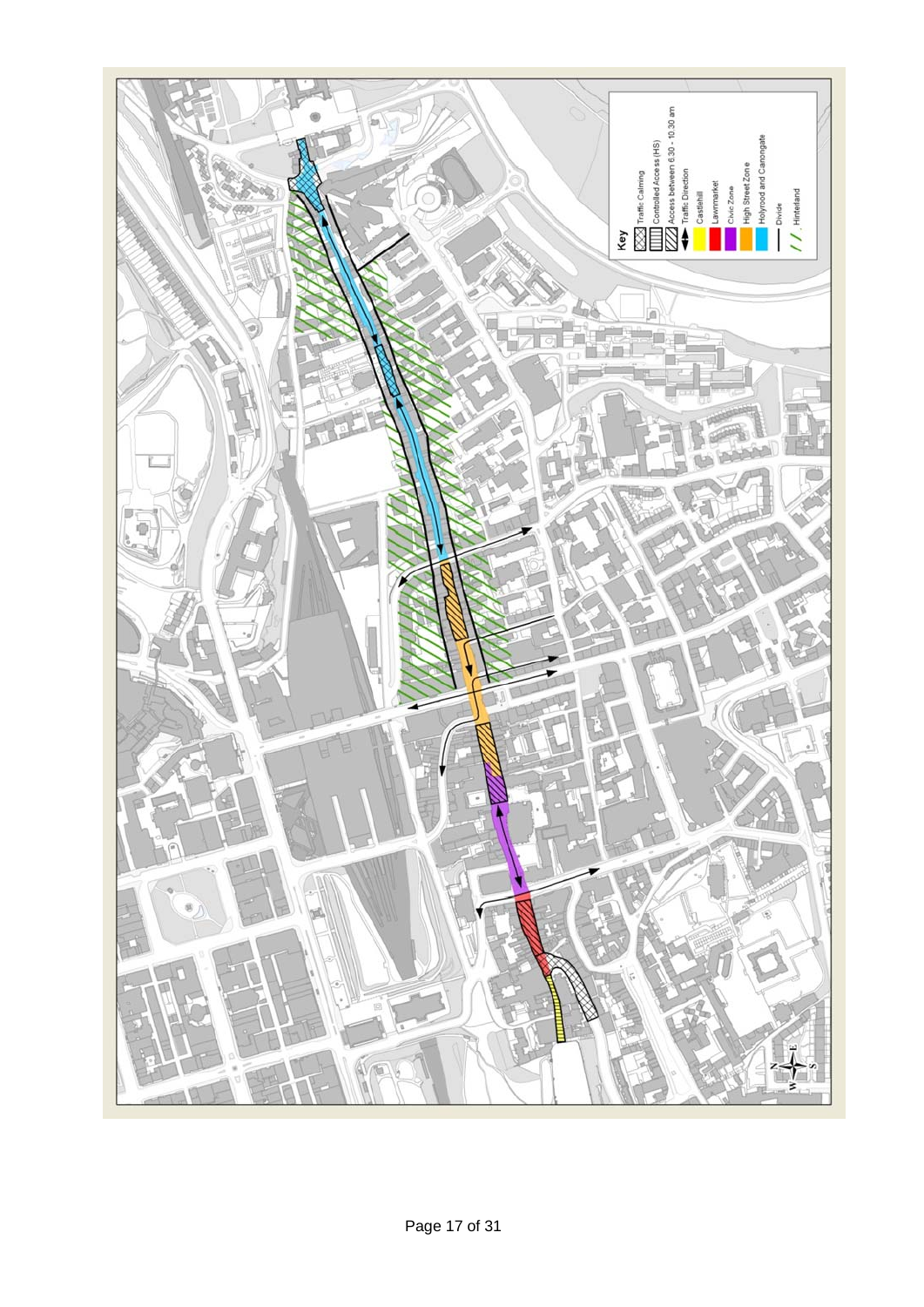**Key**

- Traffic Calming
- Controlled Access (HS)
- Access between 6.30 - 10.30 am
- Traffic Direction
- Castlehill
- Lawnmarket
- Civic Zone
- High Street Zone
- Holyrood and Canongate
- Divide
- Hinterland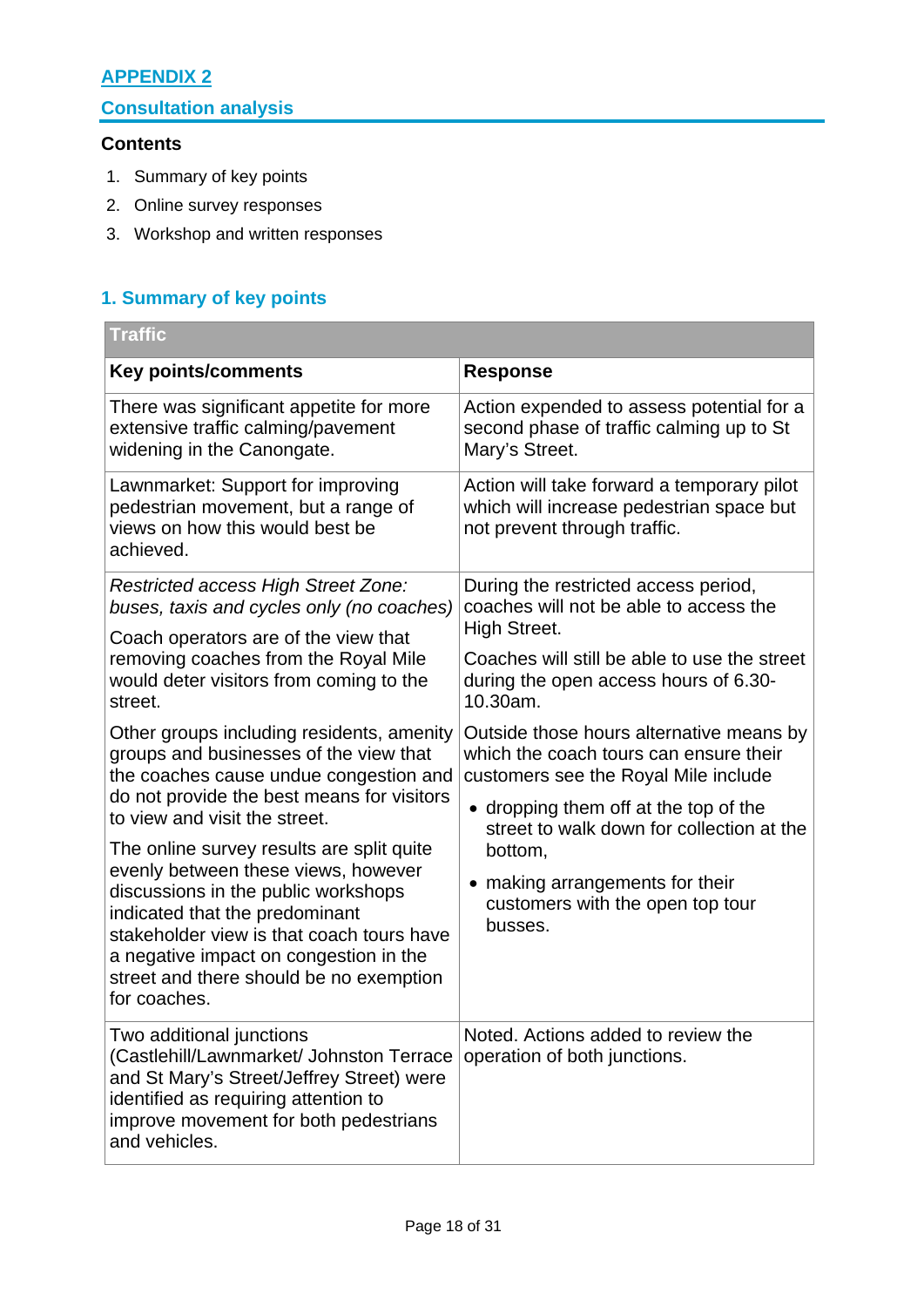## APPENDIX 2

### Consultation analysis

**Contents**

1. Summary of key points
2. Online survey responses
3. Workshop and written responses

### 1. Summary of key points

| Traffic | |
|---|---|
| **Key points/comments** | **Response** |
| There was significant appetite for more extensive traffic calming/pavement widening in the Canongate. | Action expended to assess potential for a second phase of traffic calming up to St Mary's Street. |
| Lawnmarket: Support for improving pedestrian movement, but a range of views on how this would best be achieved. | Action will take forward a temporary pilot which will increase pedestrian space but not prevent through traffic. |
| *Restricted access High Street Zone: buses, taxis and cycles only (no coaches)*<br><br>Coach operators are of the view that removing coaches from the Royal Mile would deter visitors from coming to the street.<br><br>Other groups including residents, amenity groups and businesses of the view that the coaches cause undue congestion and do not provide the best means for visitors to view and visit the street.<br><br>The online survey results are split quite evenly between these views, however discussions in the public workshops indicated that the predominant stakeholder view is that coach tours have a negative impact on congestion in the street and there should be no exemption for coaches. | During the restricted access period, coaches will not be able to access the High Street.<br><br>Coaches will still be able to use the street during the open access hours of 6.30-10.30am.<br><br>Outside those hours alternative means by which the coach tours can ensure their customers see the Royal Mile include<br><br>• dropping them off at the top of the street to walk down for collection at the bottom,<br><br>• making arrangements for their customers with the open top tour busses. |
| Two additional junctions (Castlehill/Lawnmarket/ Johnston Terrace and St Mary's Street/Jeffrey Street) were identified as requiring attention to improve movement for both pedestrians and vehicles. | Noted. Actions added to review the operation of both junctions. |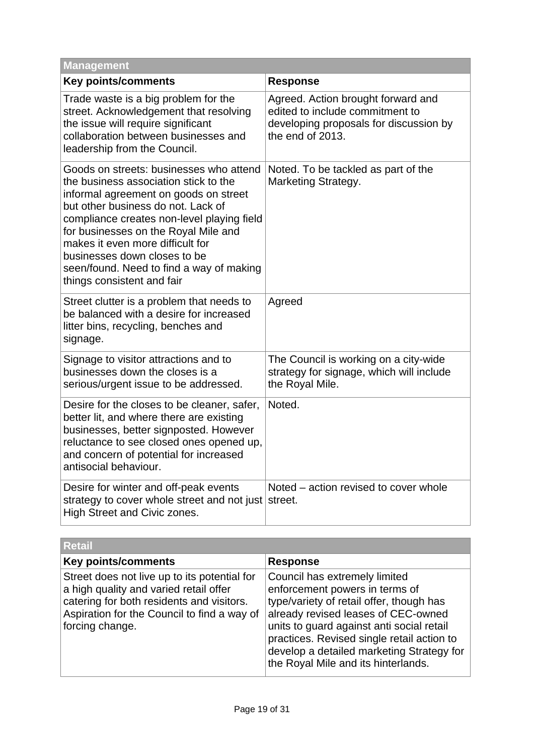| Management | |
|---|---|
| **Key points/comments** | **Response** |
| Trade waste is a big problem for the street. Acknowledgement that resolving the issue will require significant collaboration between businesses and leadership from the Council. | Agreed. Action brought forward and edited to include commitment to developing proposals for discussion by the end of 2013. |
| Goods on streets: businesses who attend the business association stick to the informal agreement on goods on street but other business do not. Lack of compliance creates non-level playing field for businesses on the Royal Mile and makes it even more difficult for businesses down closes to be seen/found. Need to find a way of making things consistent and fair | Noted. To be tackled as part of the Marketing Strategy. |
| Street clutter is a problem that needs to be balanced with a desire for increased litter bins, recycling, benches and signage. | Agreed |
| Signage to visitor attractions and to businesses down the closes is a serious/urgent issue to be addressed. | The Council is working on a city-wide strategy for signage, which will include the Royal Mile. |
| Desire for the closes to be cleaner, safer, better lit, and where there are existing businesses, better signposted. However reluctance to see closed ones opened up, and concern of potential for increased antisocial behaviour. | Noted. |
| Desire for winter and off-peak events strategy to cover whole street and not just High Street and Civic zones. | Noted – action revised to cover whole street. |

| Retail | |
|---|---|
| **Key points/comments** | **Response** |
| Street does not live up to its potential for a high quality and varied retail offer catering for both residents and visitors. Aspiration for the Council to find a way of forcing change. | Council has extremely limited enforcement powers in terms of type/variety of retail offer, though has already revised leases of CEC-owned units to guard against anti social retail practices. Revised single retail action to develop a detailed marketing Strategy for the Royal Mile and its hinterlands. |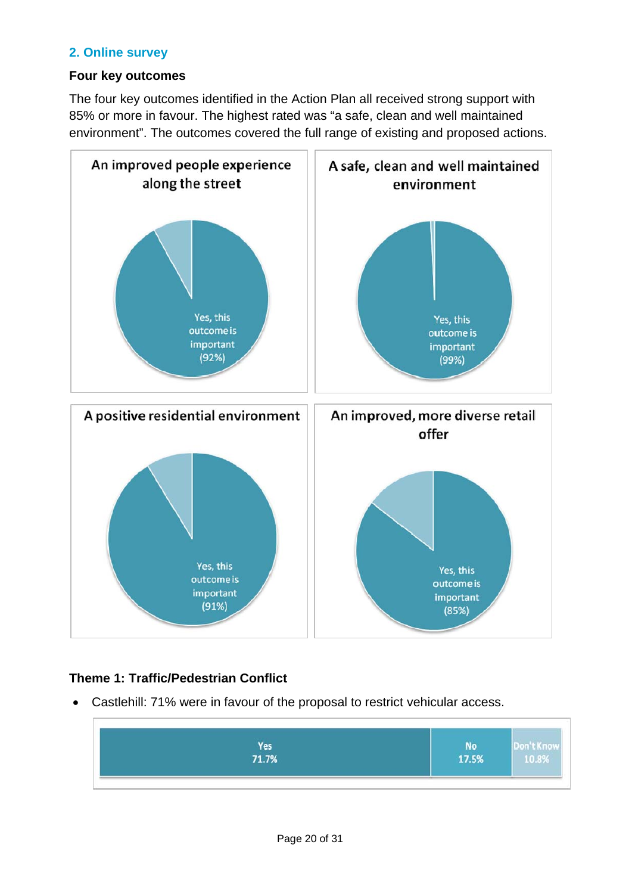## 2. Online survey

### Four key outcomes

The four key outcomes identified in the Action Plan all received strong support with 85% or more in favour. The highest rated was "a safe, clean and well maintained environment". The outcomes covered the full range of existing and proposed actions.

**An improved people experience along the street**

Yes, this outcome is important (92%)

**A safe, clean and well maintained environment**

Yes, this outcome is important (99%)

**A positive residential environment**

Yes, this outcome is important (91%)

**An improved, more diverse retail offer**

Yes, this outcome is important (85%)

### Theme 1: Traffic/Pedestrian Conflict

- Castlehill: 71% were in favour of the proposal to restrict vehicular access.

| Yes | No | Don't Know |
|---|---|---|
| 71.7% | 17.5% | 10.8% |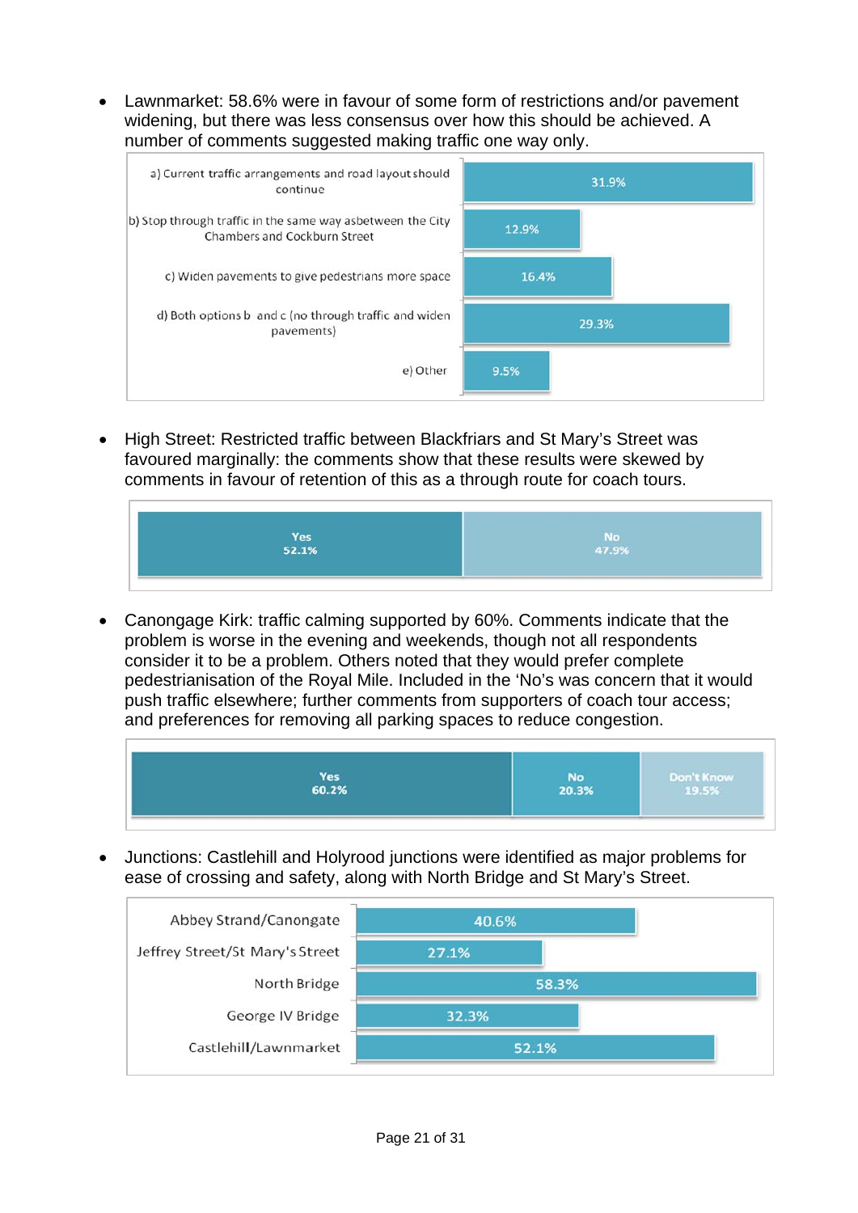- Lawnmarket: 58.6% were in favour of some form of restrictions and/or pavement widening, but there was less consensus over how this should be achieved. A number of comments suggested making traffic one way only.

| Option | % |
|---|---|
| a) Current traffic arrangements and road layout should continue | 31.9% |
| b) Stop through traffic in the same way asbetween the City Chambers and Cockburn Street | 12.9% |
| c) Widen pavements to give pedestrians more space | 16.4% |
| d) Both options b and c (no through traffic and widen pavements) | 29.3% |
| e) Other | 9.5% |

- High Street: Restricted traffic between Blackfriars and St Mary's Street was favoured marginally: the comments show that these results were skewed by comments in favour of retention of this as a through route for coach tours.

| Yes | No |
|---|---|
| 52.1% | 47.9% |

- Canongage Kirk: traffic calming supported by 60%. Comments indicate that the problem is worse in the evening and weekends, though not all respondents consider it to be a problem. Others noted that they would prefer complete pedestrianisation of the Royal Mile. Included in the 'No's was concern that it would push traffic elsewhere; further comments from supporters of coach tour access; and preferences for removing all parking spaces to reduce congestion.

| Yes | No | Don't Know |
|---|---|---|
| 60.2% | 20.3% | 19.5% |

- Junctions: Castlehill and Holyrood junctions were identified as major problems for ease of crossing and safety, along with North Bridge and St Mary's Street.

| Junction | % |
|---|---|
| Abbey Strand/Canongate | 40.6% |
| Jeffrey Street/St Mary's Street | 27.1% |
| North Bridge | 58.3% |
| George IV Bridge | 32.3% |
| Castlehill/Lawnmarket | 52.1% |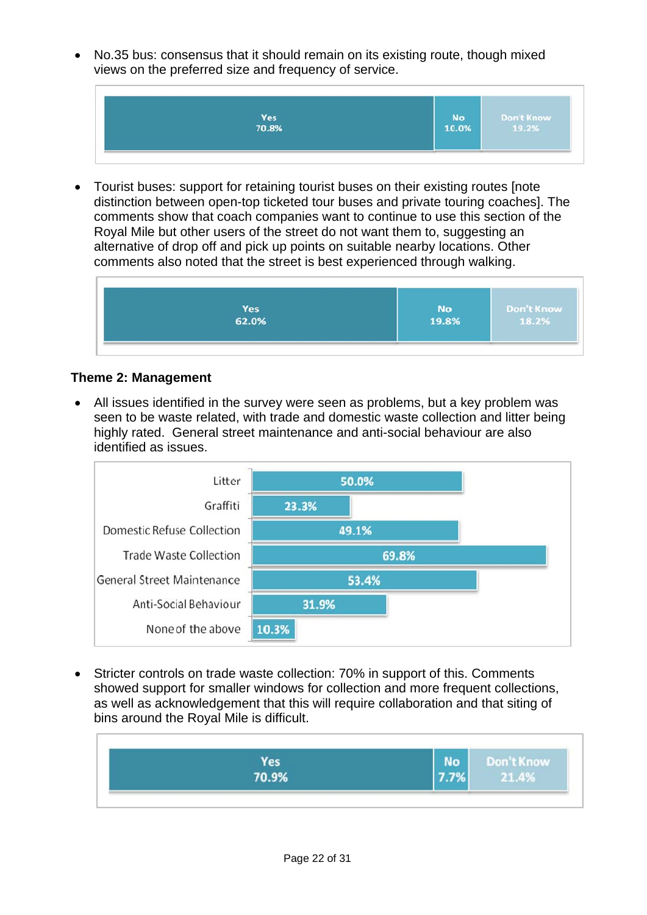- No.35 bus: consensus that it should remain on its existing route, though mixed views on the preferred size and frequency of service.

| Yes | No | Don't Know |
|---|---|---|
| 70.8% | 10.0% | 19.2% |

- Tourist buses: support for retaining tourist buses on their existing routes [note distinction between open-top ticketed tour buses and private touring coaches]. The comments show that coach companies want to continue to use this section of the Royal Mile but other users of the street do not want them to, suggesting an alternative of drop off and pick up points on suitable nearby locations. Other comments also noted that the street is best experienced through walking.

| Yes | No | Don't Know |
|---|---|---|
| 62.0% | 19.8% | 18.2% |

### Theme 2: Management

- All issues identified in the survey were seen as problems, but a key problem was seen to be waste related, with trade and domestic waste collection and litter being highly rated. General street maintenance and anti-social behaviour are also identified as issues.

| Issue | % |
|---|---|
| Litter | 50.0% |
| Graffiti | 23.3% |
| Domestic Refuse Collection | 49.1% |
| Trade Waste Collection | 69.8% |
| General Street Maintenance | 53.4% |
| Anti-Social Behaviour | 31.9% |
| None of the above | 10.3% |

- Stricter controls on trade waste collection: 70% in support of this. Comments showed support for smaller windows for collection and more frequent collections, as well as acknowledgement that this will require collaboration and that siting of bins around the Royal Mile is difficult.

| Yes | No | Don't Know |
|---|---|---|
| 70.9% | 7.7% | 21.4% |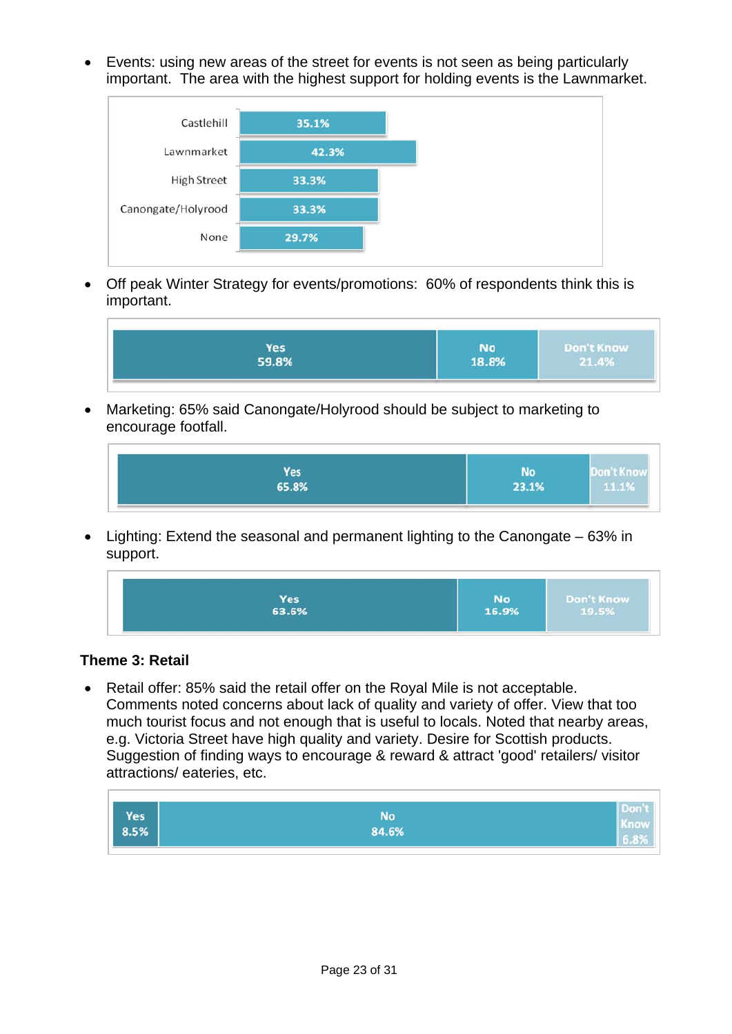- Events: using new areas of the street for events is not seen as being particularly important. The area with the highest support for holding events is the Lawnmarket.

| Area | % |
|---|---|
| Castlehill | 35.1% |
| Lawnmarket | 42.3% |
| High Street | 33.3% |
| Canongate/Holyrood | 33.3% |
| None | 29.7% |

- Off peak Winter Strategy for events/promotions: 60% of respondents think this is important.

| Yes | No | Don't Know |
|---|---|---|
| 59.8% | 18.8% | 21.4% |

- Marketing: 65% said Canongate/Holyrood should be subject to marketing to encourage footfall.

| Yes | No | Don't Know |
|---|---|---|
| 65.8% | 23.1% | 11.1% |

- Lighting: Extend the seasonal and permanent lighting to the Canongate – 63% in support.

| Yes | No | Don't Know |
|---|---|---|
| 63.6% | 16.9% | 19.5% |

### Theme 3: Retail

- Retail offer: 85% said the retail offer on the Royal Mile is not acceptable. Comments noted concerns about lack of quality and variety of offer. View that too much tourist focus and not enough that is useful to locals. Noted that nearby areas, e.g. Victoria Street have high quality and variety. Desire for Scottish products. Suggestion of finding ways to encourage & reward & attract 'good' retailers/ visitor attractions/ eateries, etc.

| Yes | No | Don't Know |
|---|---|---|
| 8.5% | 84.6% | 6.8% |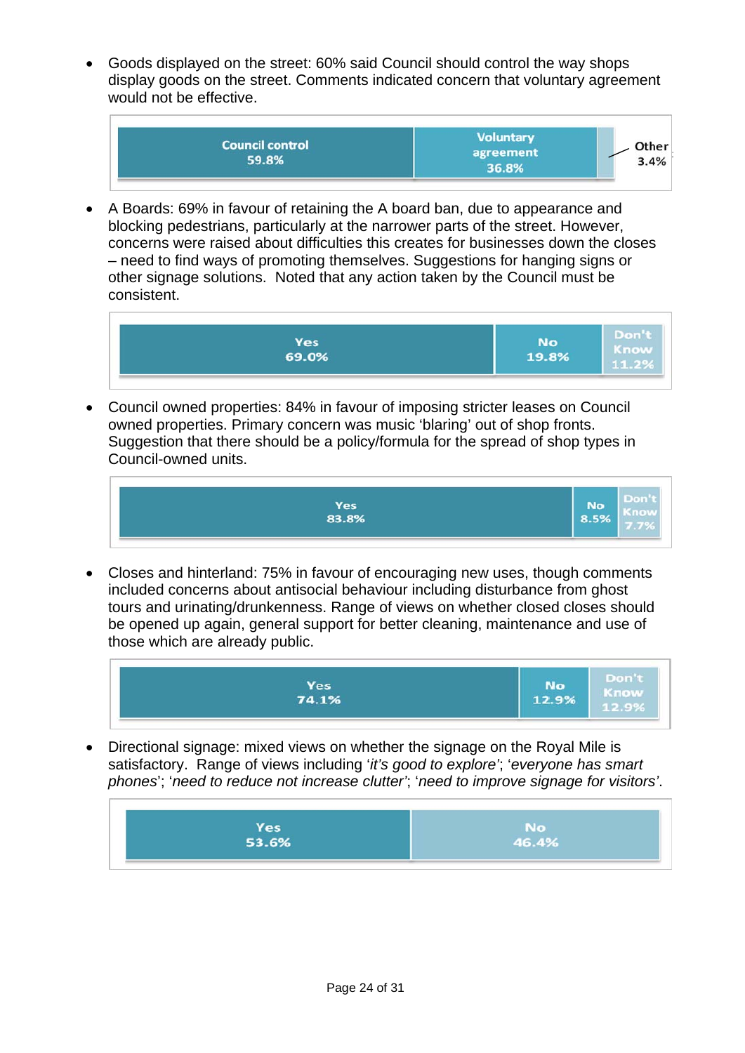- Goods displayed on the street: 60% said Council should control the way shops display goods on the street. Comments indicated concern that voluntary agreement would not be effective.

| Council control | Voluntary agreement | Other |
|---|---|---|
| 59.8% | 36.8% | 3.4% |

- A Boards: 69% in favour of retaining the A board ban, due to appearance and blocking pedestrians, particularly at the narrower parts of the street. However, concerns were raised about difficulties this creates for businesses down the closes – need to find ways of promoting themselves. Suggestions for hanging signs or other signage solutions. Noted that any action taken by the Council must be consistent.

| Yes | No | Don't Know |
|---|---|---|
| 69.0% | 19.8% | 11.2% |

- Council owned properties: 84% in favour of imposing stricter leases on Council owned properties. Primary concern was music 'blaring' out of shop fronts. Suggestion that there should be a policy/formula for the spread of shop types in Council-owned units.

| Yes | No | Don't Know |
|---|---|---|
| 83.8% | 8.5% | 7.7% |

- Closes and hinterland: 75% in favour of encouraging new uses, though comments included concerns about antisocial behaviour including disturbance from ghost tours and urinating/drunkenness. Range of views on whether closed closes should be opened up again, general support for better cleaning, maintenance and use of those which are already public.

| Yes | No | Don't Know |
|---|---|---|
| 74.1% | 12.9% | 12.9% |

- Directional signage: mixed views on whether the signage on the Royal Mile is satisfactory. Range of views including '*it's good to explore'*; '*everyone has smart phones*'; '*need to reduce not increase clutter'*; '*need to improve signage for visitors'*.

| Yes | No |
|---|---|
| 53.6% | 46.4% |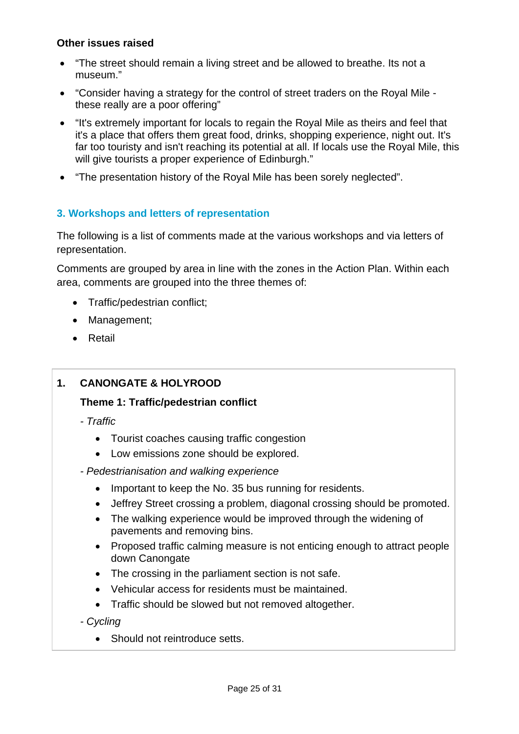**Other issues raised**

- "The street should remain a living street and be allowed to breathe. Its not a museum."
- "Consider having a strategy for the control of street traders on the Royal Mile - these really are a poor offering"
- "It's extremely important for locals to regain the Royal Mile as theirs and feel that it's a place that offers them great food, drinks, shopping experience, night out. It's far too touristy and isn't reaching its potential at all. If locals use the Royal Mile, this will give tourists a proper experience of Edinburgh."
- "The presentation history of the Royal Mile has been sorely neglected".

## 3. Workshops and letters of representation

The following is a list of comments made at the various workshops and via letters of representation.

Comments are grouped by area in line with the zones in the Action Plan. Within each area, comments are grouped into the three themes of:

- Traffic/pedestrian conflict;
- Management;
- Retail

### 1. CANONGATE & HOLYROOD

**Theme 1: Traffic/pedestrian conflict**

*- Traffic*

- Tourist coaches causing traffic congestion
- Low emissions zone should be explored.

*- Pedestrianisation and walking experience*

- Important to keep the No. 35 bus running for residents.
- Jeffrey Street crossing a problem, diagonal crossing should be promoted.
- The walking experience would be improved through the widening of pavements and removing bins.
- Proposed traffic calming measure is not enticing enough to attract people down Canongate
- The crossing in the parliament section is not safe.
- Vehicular access for residents must be maintained.
- Traffic should be slowed but not removed altogether.

*- Cycling*

- Should not reintroduce setts.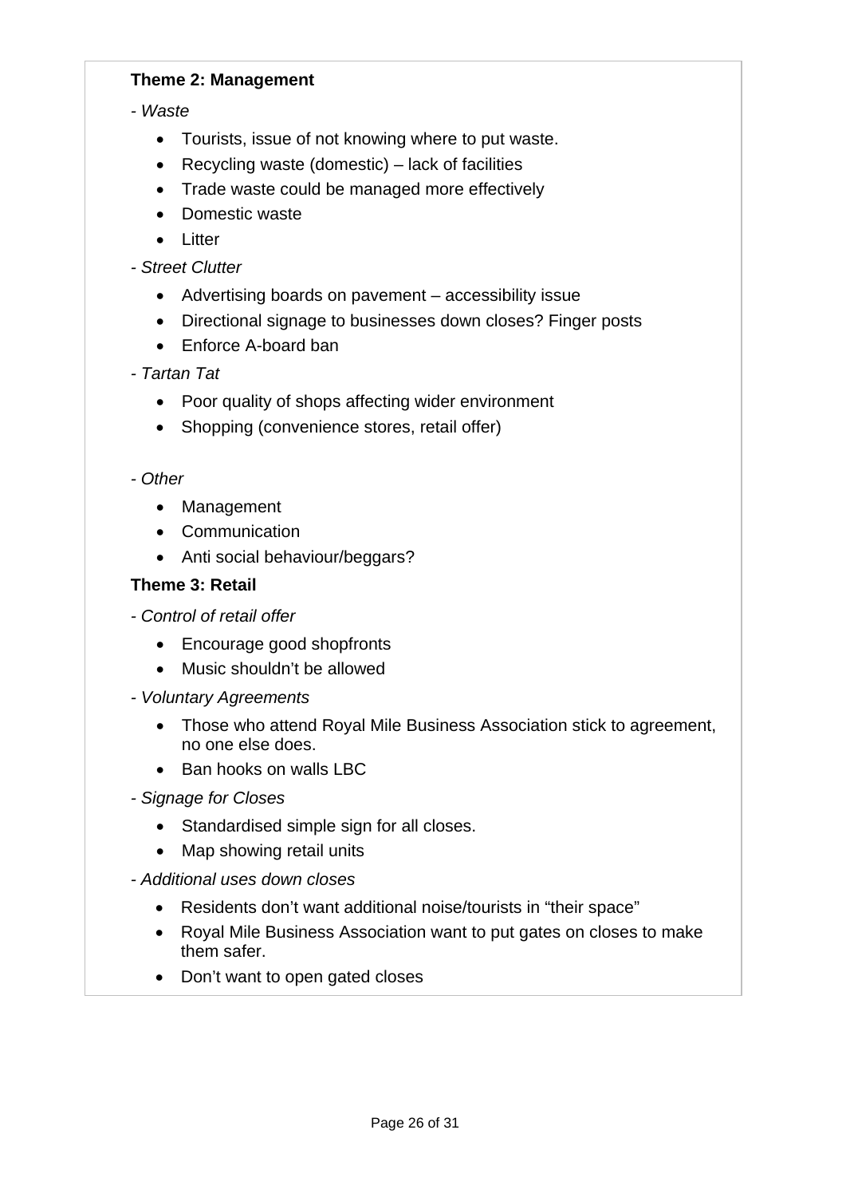**Theme 2: Management**

- *Waste*
    - Tourists, issue of not knowing where to put waste.
    - Recycling waste (domestic) – lack of facilities
    - Trade waste could be managed more effectively
    - Domestic waste
    - Litter

- *Street Clutter*
    - Advertising boards on pavement – accessibility issue
    - Directional signage to businesses down closes? Finger posts
    - Enforce A-board ban

- *Tartan Tat*
    - Poor quality of shops affecting wider environment
    - Shopping (convenience stores, retail offer)

- *Other*
    - Management
    - Communication
    - Anti social behaviour/beggars?

**Theme 3: Retail**

- *Control of retail offer*
    - Encourage good shopfronts
    - Music shouldn't be allowed

- *Voluntary Agreements*
    - Those who attend Royal Mile Business Association stick to agreement, no one else does.
    - Ban hooks on walls LBC

- *Signage for Closes*
    - Standardised simple sign for all closes.
    - Map showing retail units

- *Additional uses down closes*
    - Residents don't want additional noise/tourists in "their space"
    - Royal Mile Business Association want to put gates on closes to make them safer.
    - Don't want to open gated closes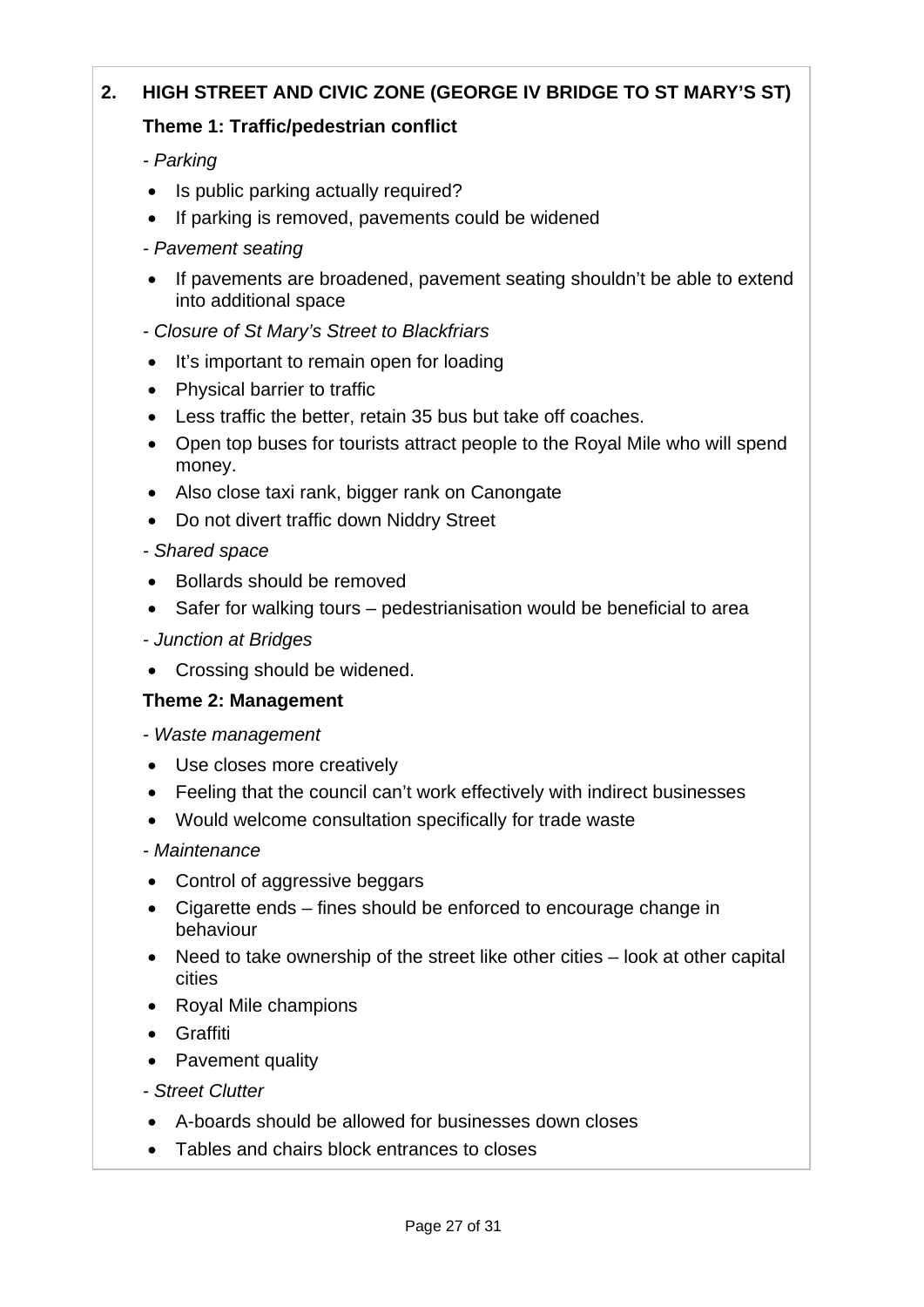## 2. HIGH STREET AND CIVIC ZONE (GEORGE IV BRIDGE TO ST MARY'S ST)

### Theme 1: Traffic/pedestrian conflict

*- Parking*

- Is public parking actually required?
- If parking is removed, pavements could be widened

*- Pavement seating*

- If pavements are broadened, pavement seating shouldn't be able to extend into additional space

*- Closure of St Mary's Street to Blackfriars*

- It's important to remain open for loading
- Physical barrier to traffic
- Less traffic the better, retain 35 bus but take off coaches.
- Open top buses for tourists attract people to the Royal Mile who will spend money.
- Also close taxi rank, bigger rank on Canongate
- Do not divert traffic down Niddry Street

*- Shared space*

- Bollards should be removed
- Safer for walking tours – pedestrianisation would be beneficial to area

*- Junction at Bridges*

- Crossing should be widened.

### Theme 2: Management

*- Waste management*

- Use closes more creatively
- Feeling that the council can't work effectively with indirect businesses
- Would welcome consultation specifically for trade waste

*- Maintenance*

- Control of aggressive beggars
- Cigarette ends – fines should be enforced to encourage change in behaviour
- Need to take ownership of the street like other cities – look at other capital cities
- Royal Mile champions
- Graffiti
- Pavement quality

*- Street Clutter*

- A-boards should be allowed for businesses down closes
- Tables and chairs block entrances to closes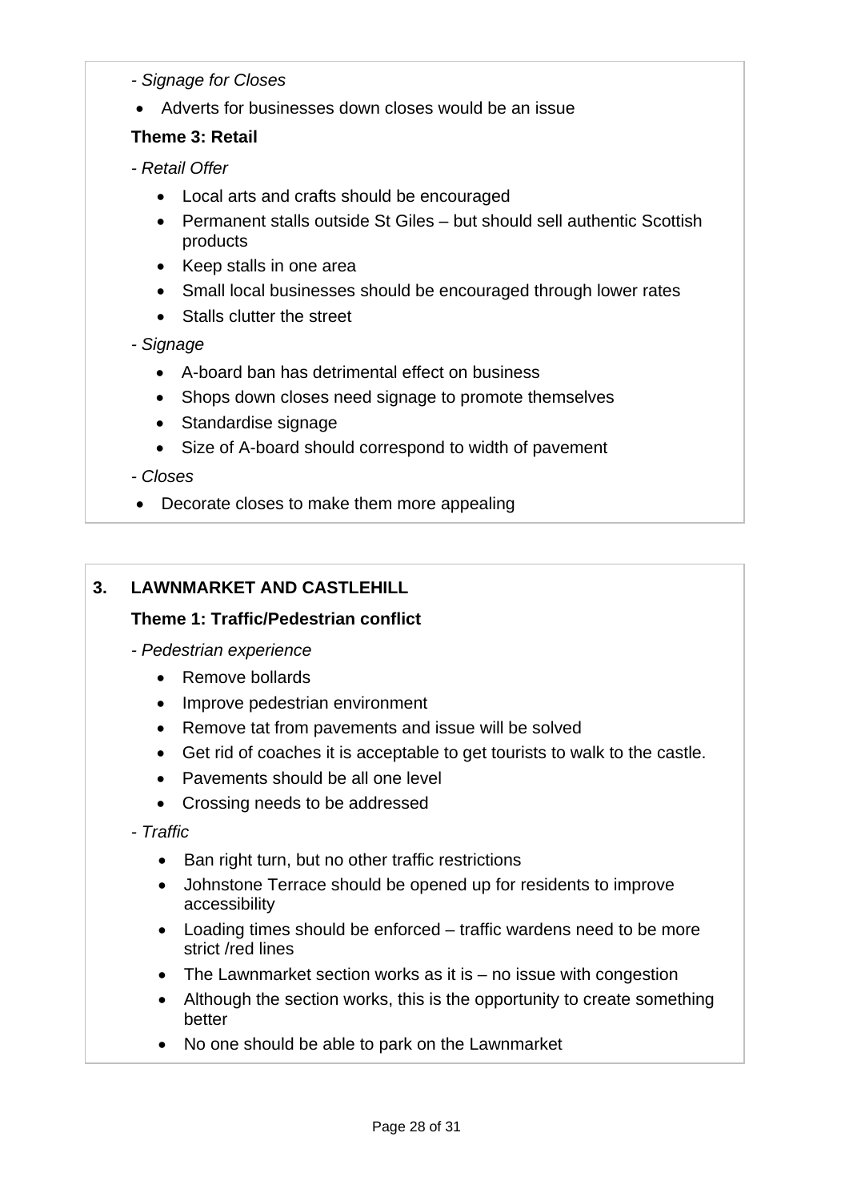*- Signage for Closes*

- Adverts for businesses down closes would be an issue

**Theme 3: Retail**

*- Retail Offer*

- Local arts and crafts should be encouraged
- Permanent stalls outside St Giles – but should sell authentic Scottish products
- Keep stalls in one area
- Small local businesses should be encouraged through lower rates
- Stalls clutter the street

*- Signage*

- A-board ban has detrimental effect on business
- Shops down closes need signage to promote themselves
- Standardise signage
- Size of A-board should correspond to width of pavement

*- Closes*

- Decorate closes to make them more appealing

## 3. LAWNMARKET AND CASTLEHILL

**Theme 1: Traffic/Pedestrian conflict**

*- Pedestrian experience*

- Remove bollards
- Improve pedestrian environment
- Remove tat from pavements and issue will be solved
- Get rid of coaches it is acceptable to get tourists to walk to the castle.
- Pavements should be all one level
- Crossing needs to be addressed

*- Traffic*

- Ban right turn, but no other traffic restrictions
- Johnstone Terrace should be opened up for residents to improve accessibility
- Loading times should be enforced – traffic wardens need to be more strict /red lines
- The Lawnmarket section works as it is – no issue with congestion
- Although the section works, this is the opportunity to create something better
- No one should be able to park on the Lawnmarket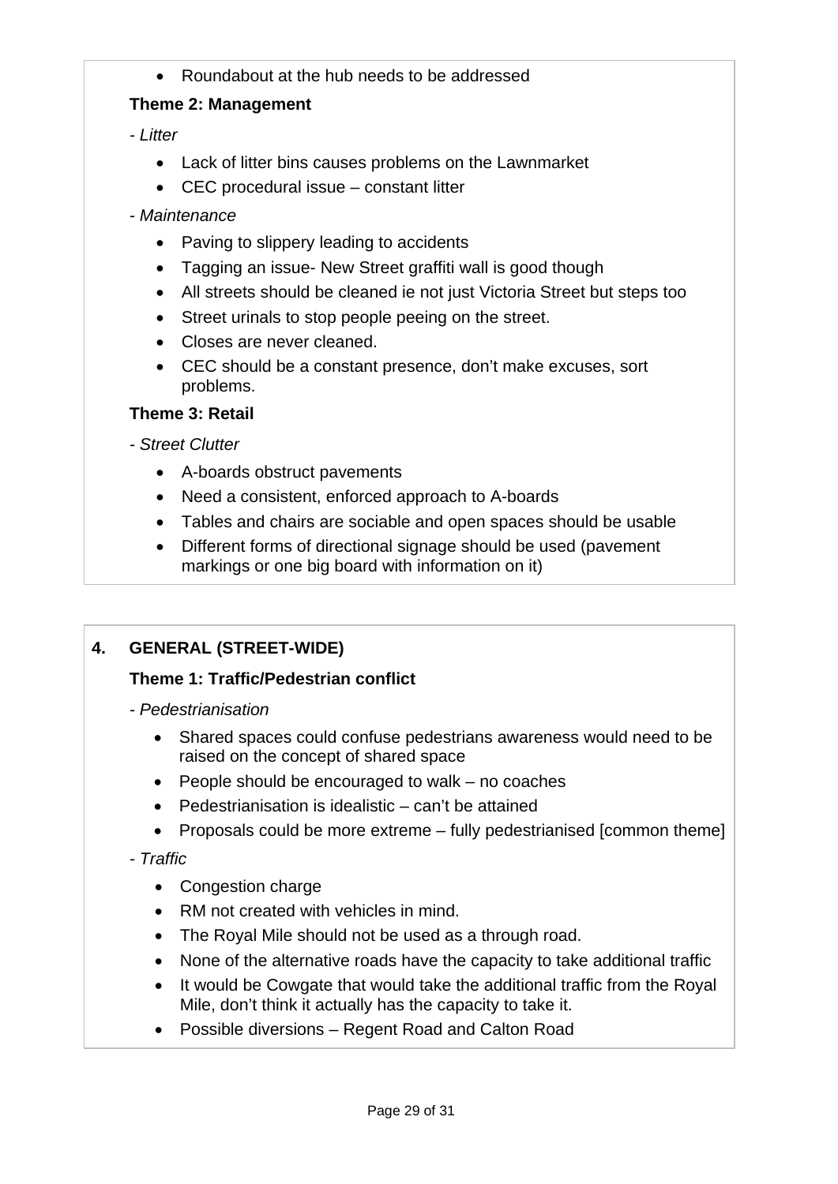- Roundabout at the hub needs to be addressed

**Theme 2: Management**

*- Litter*

- Lack of litter bins causes problems on the Lawnmarket
- CEC procedural issue – constant litter

*- Maintenance*

- Paving to slippery leading to accidents
- Tagging an issue- New Street graffiti wall is good though
- All streets should be cleaned ie not just Victoria Street but steps too
- Street urinals to stop people peeing on the street.
- Closes are never cleaned.
- CEC should be a constant presence, don't make excuses, sort problems.

**Theme 3: Retail**

*- Street Clutter*

- A-boards obstruct pavements
- Need a consistent, enforced approach to A-boards
- Tables and chairs are sociable and open spaces should be usable
- Different forms of directional signage should be used (pavement markings or one big board with information on it)

**4. GENERAL (STREET-WIDE)**

**Theme 1: Traffic/Pedestrian conflict**

*- Pedestrianisation*

- Shared spaces could confuse pedestrians awareness would need to be raised on the concept of shared space
- People should be encouraged to walk – no coaches
- Pedestrianisation is idealistic – can't be attained
- Proposals could be more extreme – fully pedestrianised [common theme]

*- Traffic*

- Congestion charge
- RM not created with vehicles in mind.
- The Royal Mile should not be used as a through road.
- None of the alternative roads have the capacity to take additional traffic
- It would be Cowgate that would take the additional traffic from the Royal Mile, don't think it actually has the capacity to take it.
- Possible diversions – Regent Road and Calton Road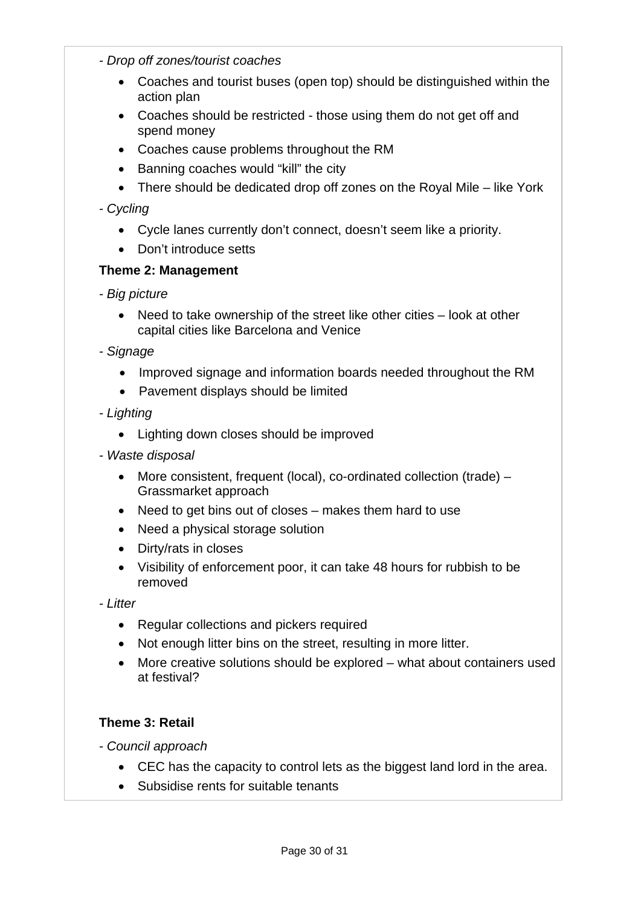- *Drop off zones/tourist coaches*

  - Coaches and tourist buses (open top) should be distinguished within the action plan
  - Coaches should be restricted - those using them do not get off and spend money
  - Coaches cause problems throughout the RM
  - Banning coaches would "kill" the city
  - There should be dedicated drop off zones on the Royal Mile – like York

- *Cycling*

  - Cycle lanes currently don't connect, doesn't seem like a priority.
  - Don't introduce setts

**Theme 2: Management**

- *Big picture*

  - Need to take ownership of the street like other cities – look at other capital cities like Barcelona and Venice

- *Signage*

  - Improved signage and information boards needed throughout the RM
  - Pavement displays should be limited

- *Lighting*

  - Lighting down closes should be improved

- *Waste disposal*

  - More consistent, frequent (local), co-ordinated collection (trade) – Grassmarket approach
  - Need to get bins out of closes – makes them hard to use
  - Need a physical storage solution
  - Dirty/rats in closes
  - Visibility of enforcement poor, it can take 48 hours for rubbish to be removed

- *Litter*

  - Regular collections and pickers required
  - Not enough litter bins on the street, resulting in more litter.
  - More creative solutions should be explored – what about containers used at festival?

**Theme 3: Retail**

- *Council approach*

  - CEC has the capacity to control lets as the biggest land lord in the area.
  - Subsidise rents for suitable tenants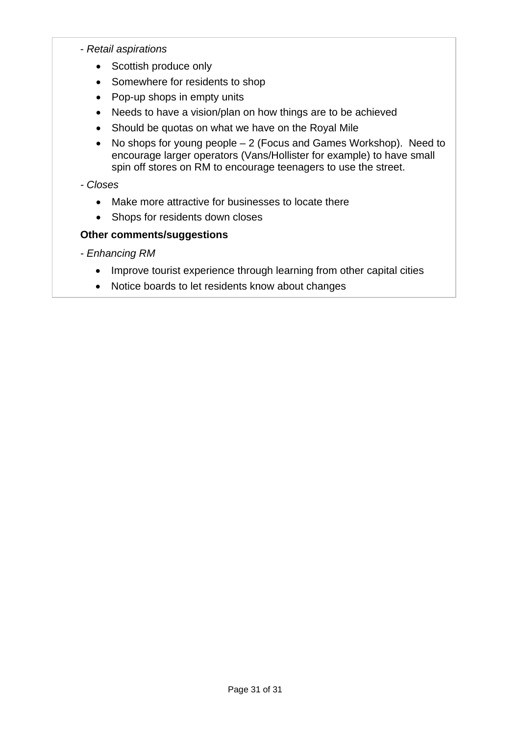- *Retail aspirations*

- Scottish produce only
- Somewhere for residents to shop
- Pop-up shops in empty units
- Needs to have a vision/plan on how things are to be achieved
- Should be quotas on what we have on the Royal Mile
- No shops for young people – 2 (Focus and Games Workshop). Need to encourage larger operators (Vans/Hollister for example) to have small spin off stores on RM to encourage teenagers to use the street.

- *Closes*

- Make more attractive for businesses to locate there
- Shops for residents down closes

**Other comments/suggestions**

- *Enhancing RM*

- Improve tourist experience through learning from other capital cities
- Notice boards to let residents know about changes